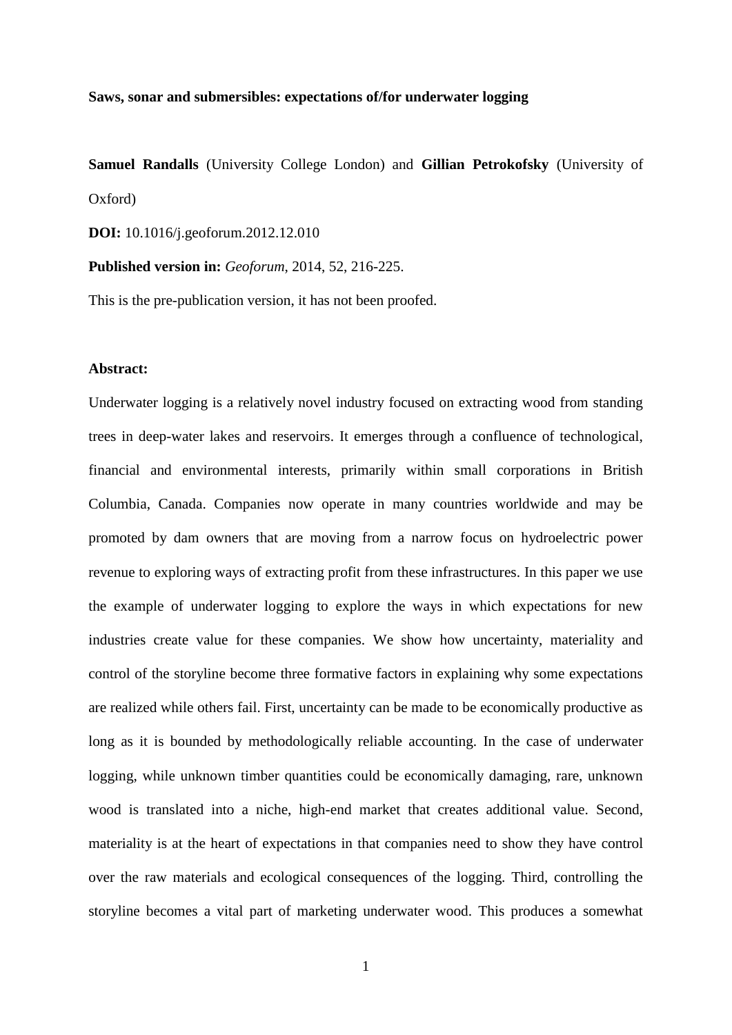**Saws, sonar and submersibles: expectations of/for underwater logging**

**Samuel Randalls** (University College London) and **Gillian Petrokofsky** (University of Oxford)

**DOI:** 10.1016/j.geoforum.2012.12.010

**Published version in:** *Geoforum*, 2014, 52, 216-225.

This is the pre-publication version, it has not been proofed.

**Abstract:**

Underwater logging is a relatively novel industry focused on extracting wood from standing trees in deep-water lakes and reservoirs. It emerges through a confluence of technological, financial and environmental interests, primarily within small corporations in British Columbia, Canada. Companies now operate in many countries worldwide and may be promoted by dam owners that are moving from a narrow focus on hydroelectric power revenue to exploring ways of extracting profit from these infrastructures. In this paper we use the example of underwater logging to explore the ways in which expectations for new industries create value for these companies. We show how uncertainty, materiality and control of the storyline become three formative factors in explaining why some expectations are realized while others fail. First, uncertainty can be made to be economically productive as long as it is bounded by methodologically reliable accounting. In the case of underwater logging, while unknown timber quantities could be economically damaging, rare, unknown wood is translated into a niche, high-end market that creates additional value. Second, materiality is at the heart of expectations in that companies need to show they have control over the raw materials and ecological consequences of the logging. Third, controlling the storyline becomes a vital part of marketing underwater wood. This produces a somewhat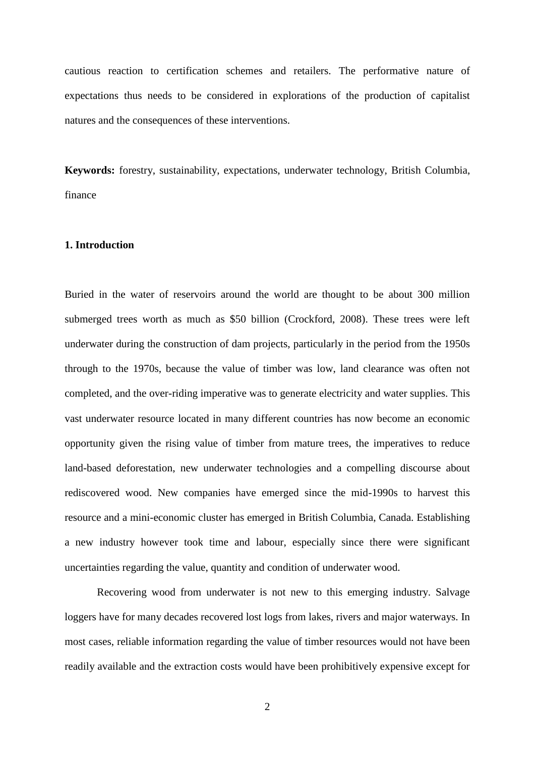cautious reaction to certification schemes and retailers. The performative nature of expectations thus needs to be considered in explorations of the production of capitalist natures and the consequences of these interventions.

**Keywords:** forestry, sustainability, expectations, underwater technology, British Columbia, finance

## 1. Introduction

Buried in the water of reservoirs around the world are thought to be about 300 million submerged trees worth as much as $50 billion (Crockford, 2008). These trees were left underwater during the construction of dam projects, particularly in the period from the 1950s through to the 1970s, because the value of timber was low, land clearance was often not completed, and the over-riding imperative was to generate electricity and water supplies. This vast underwater resource located in many different countries has now become an economic opportunity given the rising value of timber from mature trees, the imperatives to reduce land-based deforestation, new underwater technologies and a compelling discourse about rediscovered wood. New companies have emerged since the mid-1990s to harvest this resource and a mini-economic cluster has emerged in British Columbia, Canada. Establishing a new industry however took time and labour, especially since there were significant uncertainties regarding the value, quantity and condition of underwater wood.

Recovering wood from underwater is not new to this emerging industry. Salvage loggers have for many decades recovered lost logs from lakes, rivers and major waterways. In most cases, reliable information regarding the value of timber resources would not have been readily available and the extraction costs would have been prohibitively expensive except for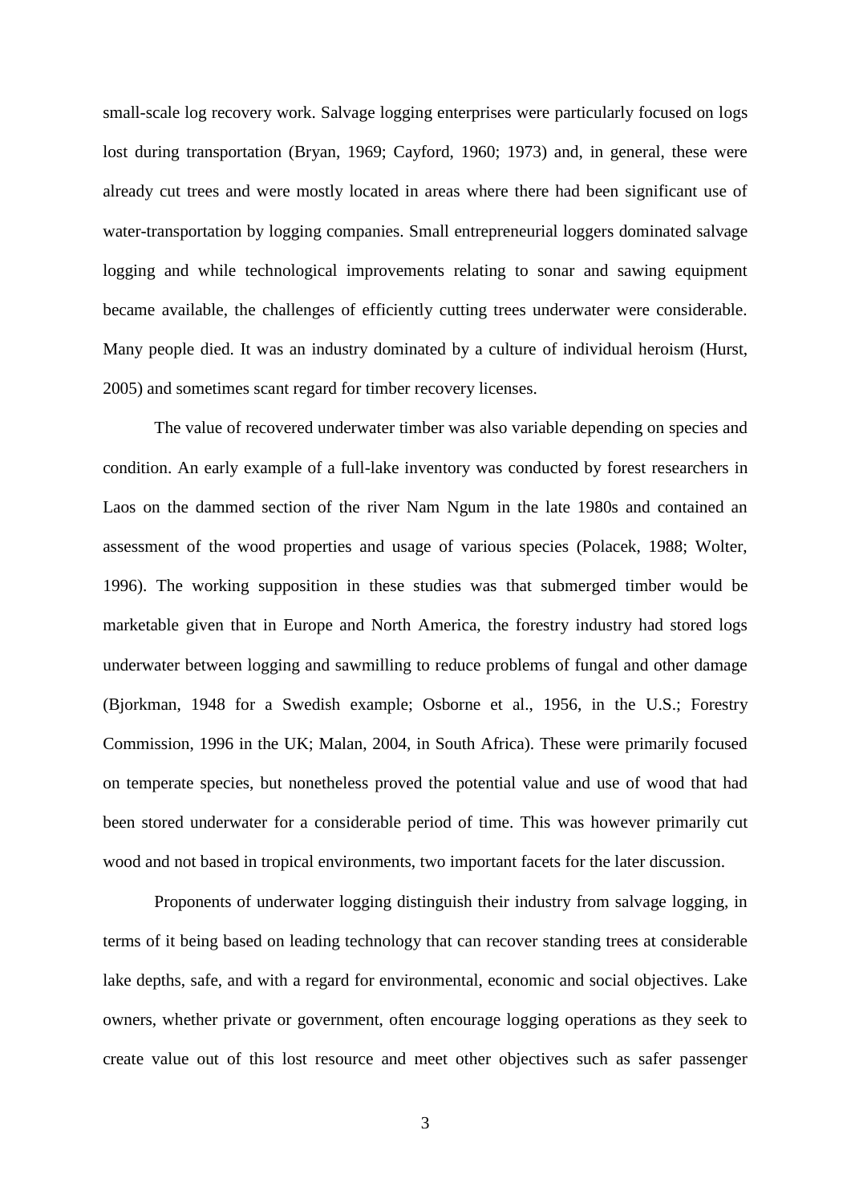small-scale log recovery work. Salvage logging enterprises were particularly focused on logs lost during transportation (Bryan, 1969; Cayford, 1960; 1973) and, in general, these were already cut trees and were mostly located in areas where there had been significant use of water-transportation by logging companies. Small entrepreneurial loggers dominated salvage logging and while technological improvements relating to sonar and sawing equipment became available, the challenges of efficiently cutting trees underwater were considerable. Many people died. It was an industry dominated by a culture of individual heroism (Hurst, 2005) and sometimes scant regard for timber recovery licenses.

The value of recovered underwater timber was also variable depending on species and condition. An early example of a full-lake inventory was conducted by forest researchers in Laos on the dammed section of the river Nam Ngum in the late 1980s and contained an assessment of the wood properties and usage of various species (Polacek, 1988; Wolter, 1996). The working supposition in these studies was that submerged timber would be marketable given that in Europe and North America, the forestry industry had stored logs underwater between logging and sawmilling to reduce problems of fungal and other damage (Bjorkman, 1948 for a Swedish example; Osborne et al., 1956, in the U.S.; Forestry Commission, 1996 in the UK; Malan, 2004, in South Africa). These were primarily focused on temperate species, but nonetheless proved the potential value and use of wood that had been stored underwater for a considerable period of time. This was however primarily cut wood and not based in tropical environments, two important facets for the later discussion.

Proponents of underwater logging distinguish their industry from salvage logging, in terms of it being based on leading technology that can recover standing trees at considerable lake depths, safe, and with a regard for environmental, economic and social objectives. Lake owners, whether private or government, often encourage logging operations as they seek to create value out of this lost resource and meet other objectives such as safer passenger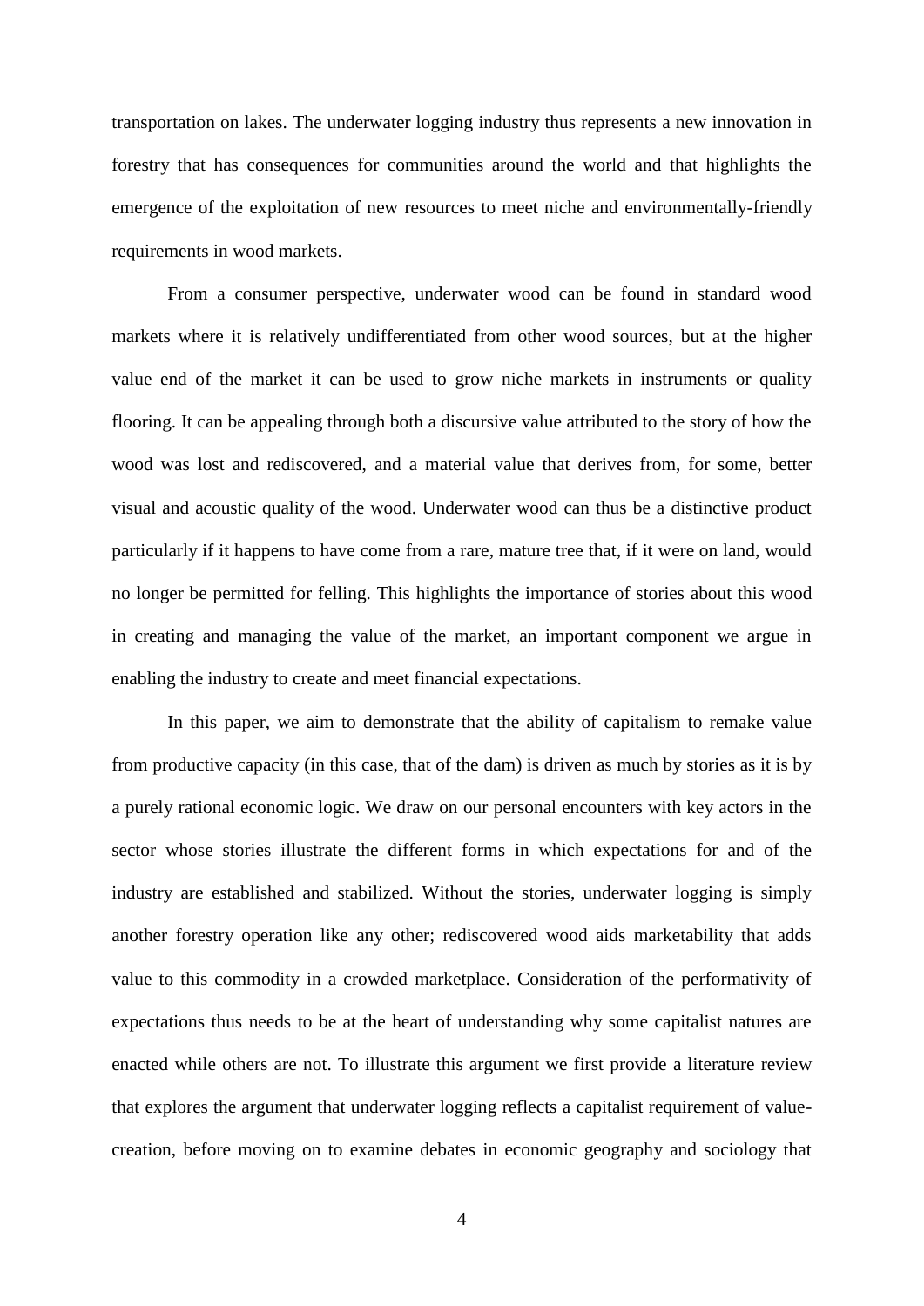transportation on lakes. The underwater logging industry thus represents a new innovation in forestry that has consequences for communities around the world and that highlights the emergence of the exploitation of new resources to meet niche and environmentally-friendly requirements in wood markets.

From a consumer perspective, underwater wood can be found in standard wood markets where it is relatively undifferentiated from other wood sources, but at the higher value end of the market it can be used to grow niche markets in instruments or quality flooring. It can be appealing through both a discursive value attributed to the story of how the wood was lost and rediscovered, and a material value that derives from, for some, better visual and acoustic quality of the wood. Underwater wood can thus be a distinctive product particularly if it happens to have come from a rare, mature tree that, if it were on land, would no longer be permitted for felling. This highlights the importance of stories about this wood in creating and managing the value of the market, an important component we argue in enabling the industry to create and meet financial expectations.

In this paper, we aim to demonstrate that the ability of capitalism to remake value from productive capacity (in this case, that of the dam) is driven as much by stories as it is by a purely rational economic logic. We draw on our personal encounters with key actors in the sector whose stories illustrate the different forms in which expectations for and of the industry are established and stabilized. Without the stories, underwater logging is simply another forestry operation like any other; rediscovered wood aids marketability that adds value to this commodity in a crowded marketplace. Consideration of the performativity of expectations thus needs to be at the heart of understanding why some capitalist natures are enacted while others are not. To illustrate this argument we first provide a literature review that explores the argument that underwater logging reflects a capitalist requirement of value-creation, before moving on to examine debates in economic geography and sociology that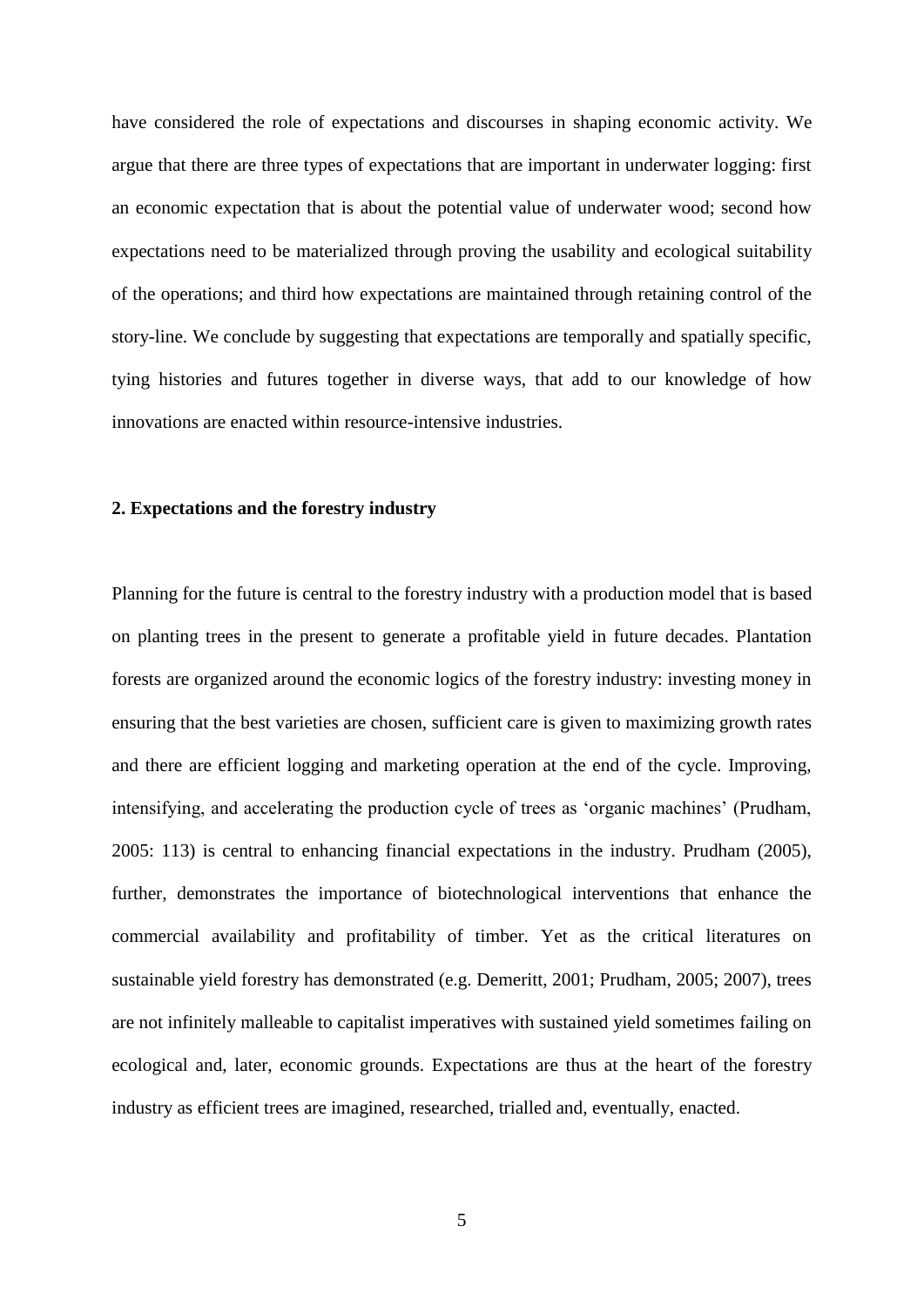have considered the role of expectations and discourses in shaping economic activity. We argue that there are three types of expectations that are important in underwater logging: first an economic expectation that is about the potential value of underwater wood; second how expectations need to be materialized through proving the usability and ecological suitability of the operations; and third how expectations are maintained through retaining control of the story-line. We conclude by suggesting that expectations are temporally and spatially specific, tying histories and futures together in diverse ways, that add to our knowledge of how innovations are enacted within resource-intensive industries.

## 2. Expectations and the forestry industry

Planning for the future is central to the forestry industry with a production model that is based on planting trees in the present to generate a profitable yield in future decades. Plantation forests are organized around the economic logics of the forestry industry: investing money in ensuring that the best varieties are chosen, sufficient care is given to maximizing growth rates and there are efficient logging and marketing operation at the end of the cycle. Improving, intensifying, and accelerating the production cycle of trees as 'organic machines' (Prudham, 2005: 113) is central to enhancing financial expectations in the industry. Prudham (2005), further, demonstrates the importance of biotechnological interventions that enhance the commercial availability and profitability of timber. Yet as the critical literatures on sustainable yield forestry has demonstrated (e.g. Demeritt, 2001; Prudham, 2005; 2007), trees are not infinitely malleable to capitalist imperatives with sustained yield sometimes failing on ecological and, later, economic grounds. Expectations are thus at the heart of the forestry industry as efficient trees are imagined, researched, trialled and, eventually, enacted.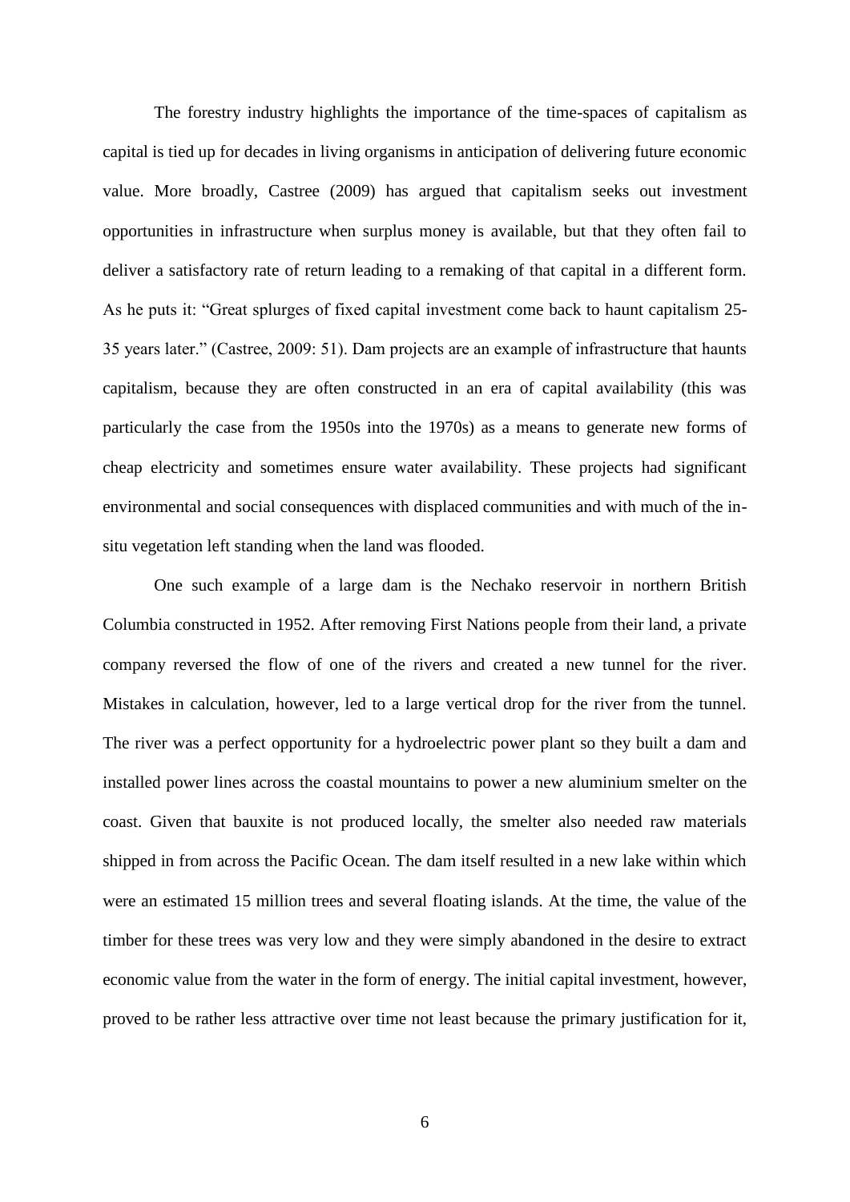The forestry industry highlights the importance of the time-spaces of capitalism as capital is tied up for decades in living organisms in anticipation of delivering future economic value. More broadly, Castree (2009) has argued that capitalism seeks out investment opportunities in infrastructure when surplus money is available, but that they often fail to deliver a satisfactory rate of return leading to a remaking of that capital in a different form. As he puts it: "Great splurges of fixed capital investment come back to haunt capitalism 25-35 years later." (Castree, 2009: 51). Dam projects are an example of infrastructure that haunts capitalism, because they are often constructed in an era of capital availability (this was particularly the case from the 1950s into the 1970s) as a means to generate new forms of cheap electricity and sometimes ensure water availability. These projects had significant environmental and social consequences with displaced communities and with much of the in-situ vegetation left standing when the land was flooded.

One such example of a large dam is the Nechako reservoir in northern British Columbia constructed in 1952. After removing First Nations people from their land, a private company reversed the flow of one of the rivers and created a new tunnel for the river. Mistakes in calculation, however, led to a large vertical drop for the river from the tunnel. The river was a perfect opportunity for a hydroelectric power plant so they built a dam and installed power lines across the coastal mountains to power a new aluminium smelter on the coast. Given that bauxite is not produced locally, the smelter also needed raw materials shipped in from across the Pacific Ocean. The dam itself resulted in a new lake within which were an estimated 15 million trees and several floating islands. At the time, the value of the timber for these trees was very low and they were simply abandoned in the desire to extract economic value from the water in the form of energy. The initial capital investment, however, proved to be rather less attractive over time not least because the primary justification for it,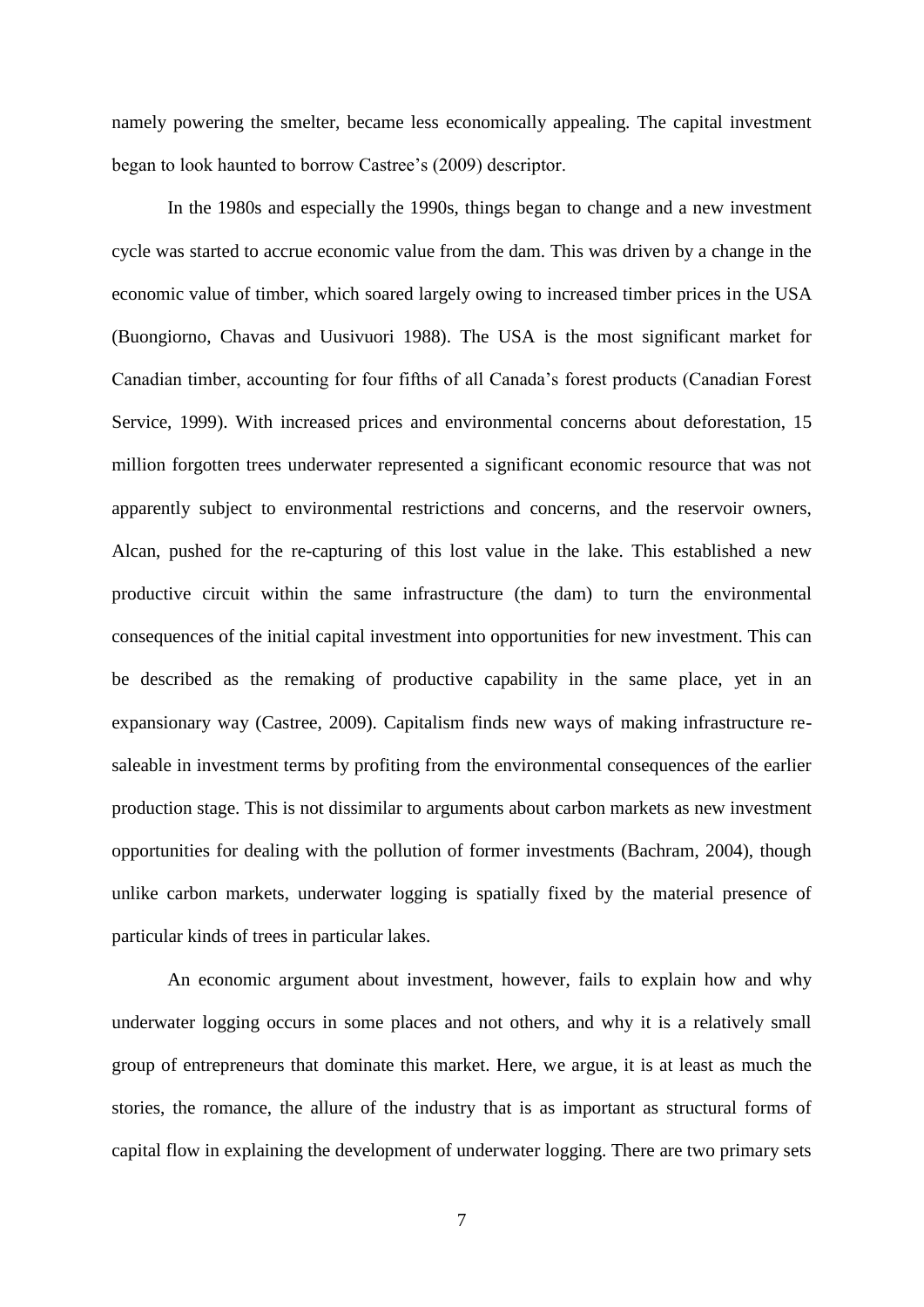namely powering the smelter, became less economically appealing. The capital investment began to look haunted to borrow Castree's (2009) descriptor.

In the 1980s and especially the 1990s, things began to change and a new investment cycle was started to accrue economic value from the dam. This was driven by a change in the economic value of timber, which soared largely owing to increased timber prices in the USA (Buongiorno, Chavas and Uusivuori 1988). The USA is the most significant market for Canadian timber, accounting for four fifths of all Canada's forest products (Canadian Forest Service, 1999). With increased prices and environmental concerns about deforestation, 15 million forgotten trees underwater represented a significant economic resource that was not apparently subject to environmental restrictions and concerns, and the reservoir owners, Alcan, pushed for the re-capturing of this lost value in the lake. This established a new productive circuit within the same infrastructure (the dam) to turn the environmental consequences of the initial capital investment into opportunities for new investment. This can be described as the remaking of productive capability in the same place, yet in an expansionary way (Castree, 2009). Capitalism finds new ways of making infrastructure re-saleable in investment terms by profiting from the environmental consequences of the earlier production stage. This is not dissimilar to arguments about carbon markets as new investment opportunities for dealing with the pollution of former investments (Bachram, 2004), though unlike carbon markets, underwater logging is spatially fixed by the material presence of particular kinds of trees in particular lakes.

An economic argument about investment, however, fails to explain how and why underwater logging occurs in some places and not others, and why it is a relatively small group of entrepreneurs that dominate this market. Here, we argue, it is at least as much the stories, the romance, the allure of the industry that is as important as structural forms of capital flow in explaining the development of underwater logging. There are two primary sets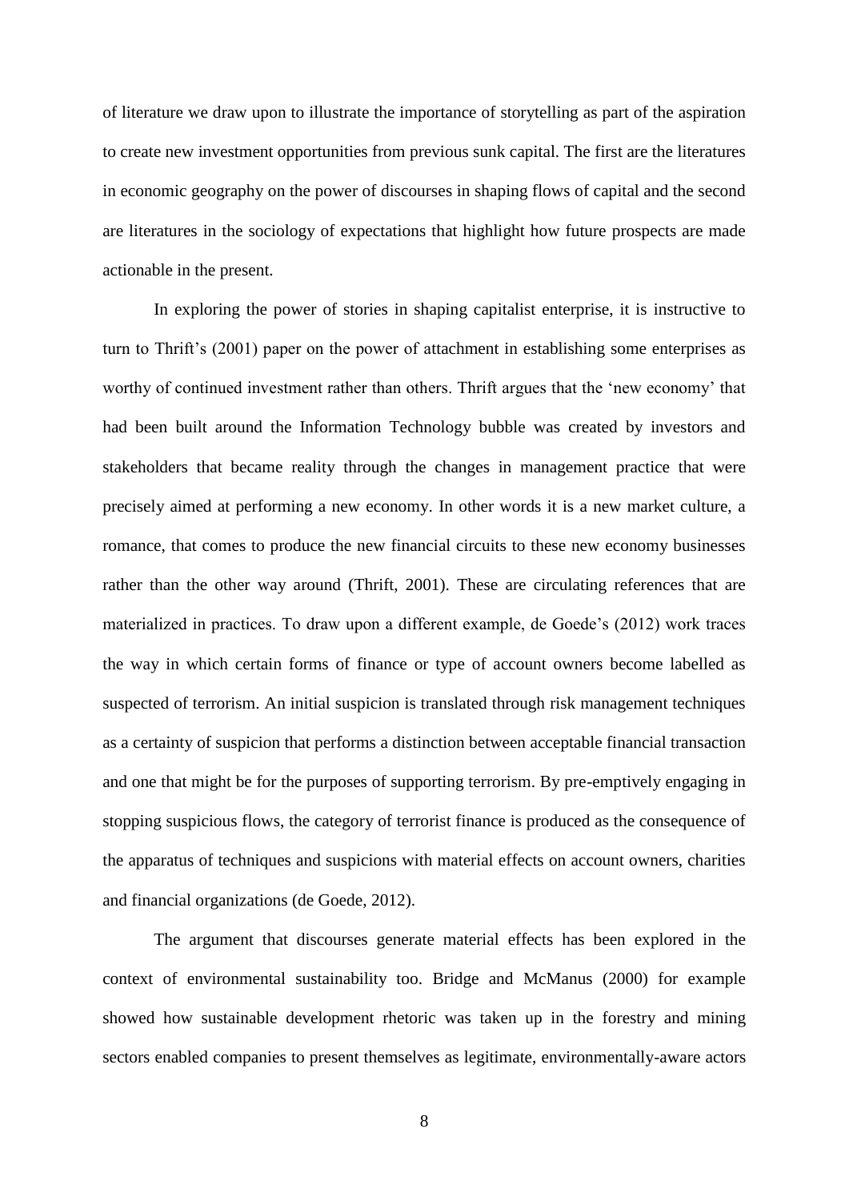of literature we draw upon to illustrate the importance of storytelling as part of the aspiration to create new investment opportunities from previous sunk capital. The first are the literatures in economic geography on the power of discourses in shaping flows of capital and the second are literatures in the sociology of expectations that highlight how future prospects are made actionable in the present.

In exploring the power of stories in shaping capitalist enterprise, it is instructive to turn to Thrift's (2001) paper on the power of attachment in establishing some enterprises as worthy of continued investment rather than others. Thrift argues that the 'new economy' that had been built around the Information Technology bubble was created by investors and stakeholders that became reality through the changes in management practice that were precisely aimed at performing a new economy. In other words it is a new market culture, a romance, that comes to produce the new financial circuits to these new economy businesses rather than the other way around (Thrift, 2001). These are circulating references that are materialized in practices. To draw upon a different example, de Goede's (2012) work traces the way in which certain forms of finance or type of account owners become labelled as suspected of terrorism. An initial suspicion is translated through risk management techniques as a certainty of suspicion that performs a distinction between acceptable financial transaction and one that might be for the purposes of supporting terrorism. By pre-emptively engaging in stopping suspicious flows, the category of terrorist finance is produced as the consequence of the apparatus of techniques and suspicions with material effects on account owners, charities and financial organizations (de Goede, 2012).

The argument that discourses generate material effects has been explored in the context of environmental sustainability too. Bridge and McManus (2000) for example showed how sustainable development rhetoric was taken up in the forestry and mining sectors enabled companies to present themselves as legitimate, environmentally-aware actors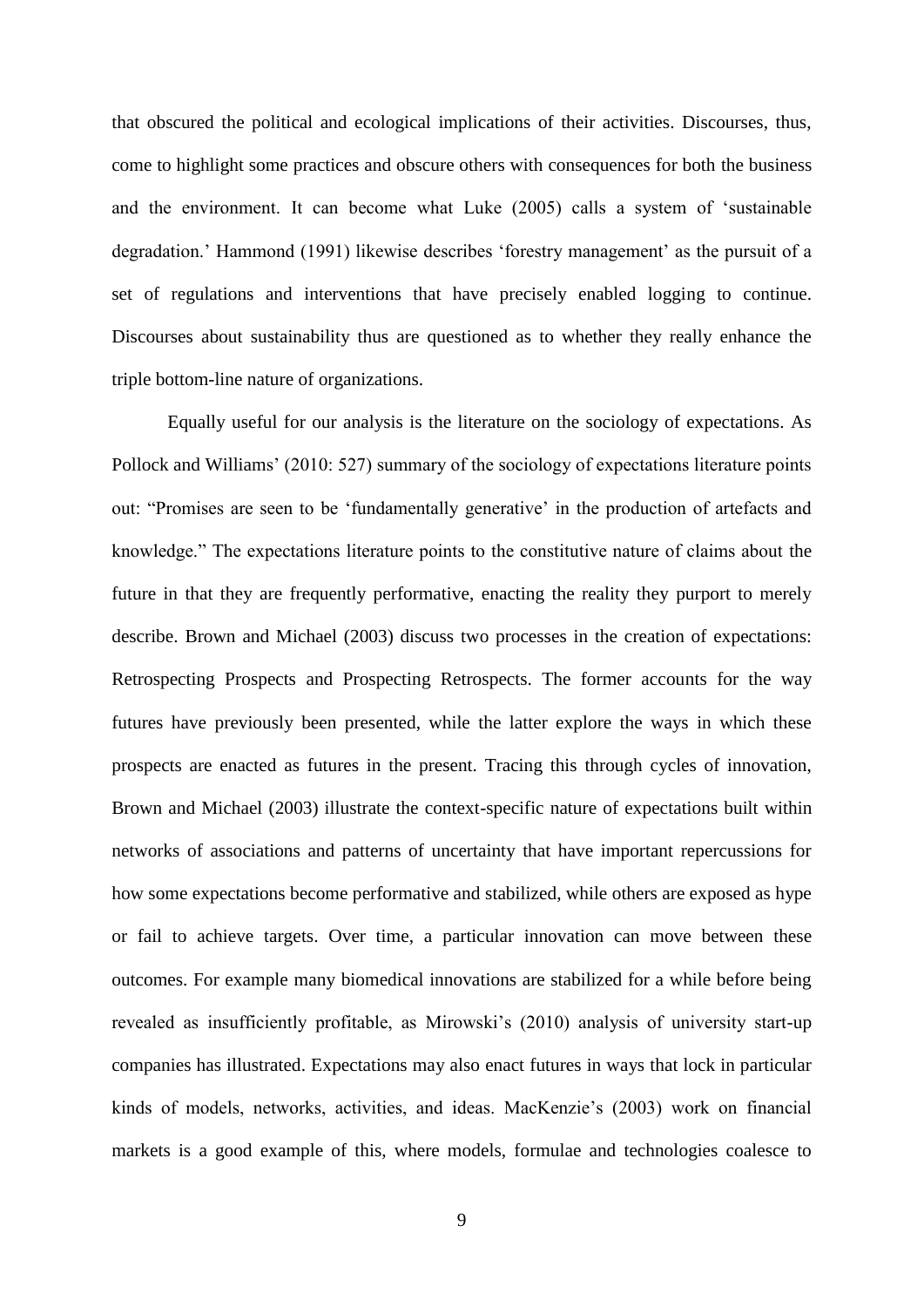that obscured the political and ecological implications of their activities. Discourses, thus, come to highlight some practices and obscure others with consequences for both the business and the environment. It can become what Luke (2005) calls a system of 'sustainable degradation.' Hammond (1991) likewise describes 'forestry management' as the pursuit of a set of regulations and interventions that have precisely enabled logging to continue. Discourses about sustainability thus are questioned as to whether they really enhance the triple bottom-line nature of organizations.

Equally useful for our analysis is the literature on the sociology of expectations. As Pollock and Williams' (2010: 527) summary of the sociology of expectations literature points out: "Promises are seen to be 'fundamentally generative' in the production of artefacts and knowledge." The expectations literature points to the constitutive nature of claims about the future in that they are frequently performative, enacting the reality they purport to merely describe. Brown and Michael (2003) discuss two processes in the creation of expectations: Retrospecting Prospects and Prospecting Retrospects. The former accounts for the way futures have previously been presented, while the latter explore the ways in which these prospects are enacted as futures in the present. Tracing this through cycles of innovation, Brown and Michael (2003) illustrate the context-specific nature of expectations built within networks of associations and patterns of uncertainty that have important repercussions for how some expectations become performative and stabilized, while others are exposed as hype or fail to achieve targets. Over time, a particular innovation can move between these outcomes. For example many biomedical innovations are stabilized for a while before being revealed as insufficiently profitable, as Mirowski's (2010) analysis of university start-up companies has illustrated. Expectations may also enact futures in ways that lock in particular kinds of models, networks, activities, and ideas. MacKenzie's (2003) work on financial markets is a good example of this, where models, formulae and technologies coalesce to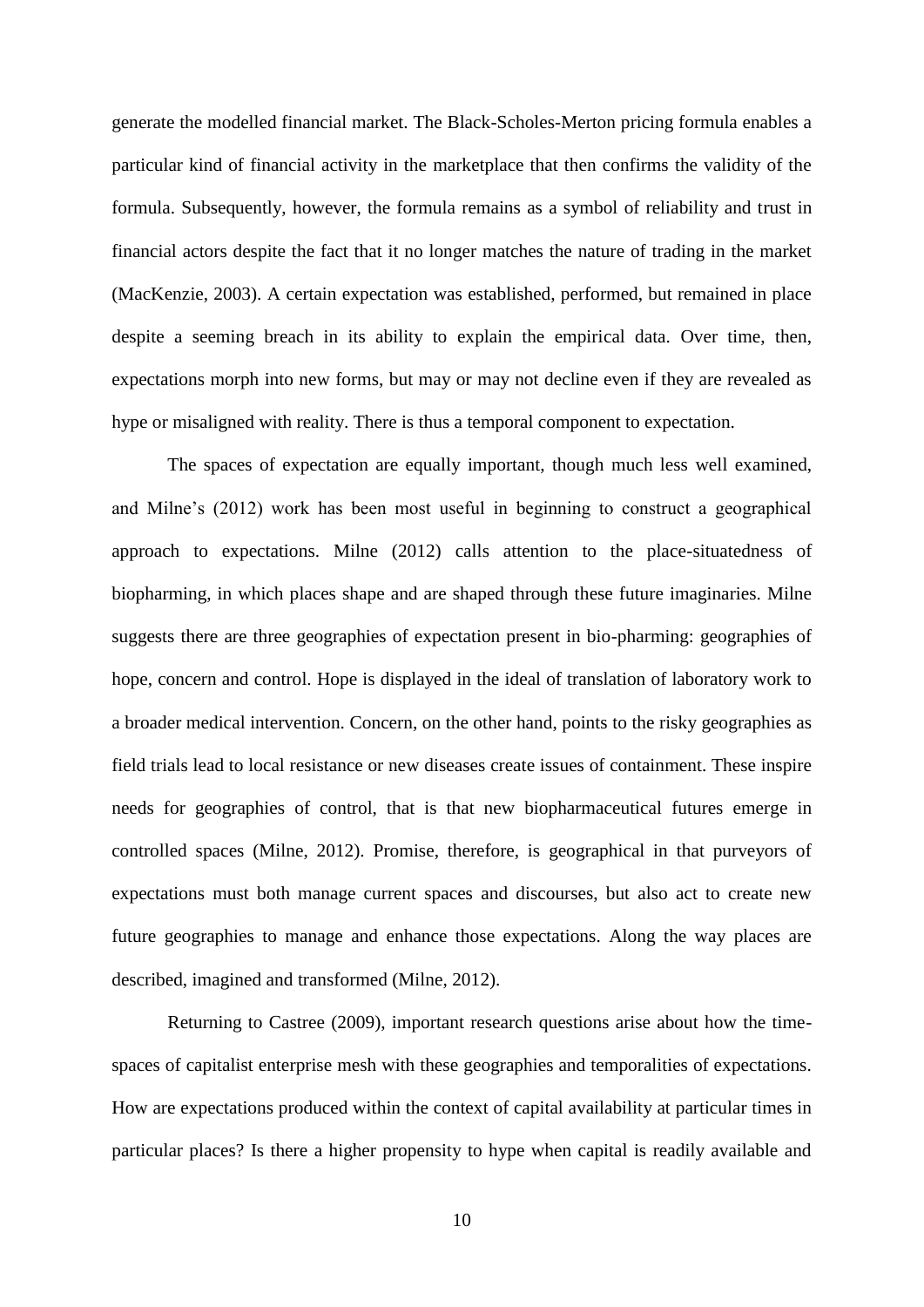generate the modelled financial market. The Black-Scholes-Merton pricing formula enables a particular kind of financial activity in the marketplace that then confirms the validity of the formula. Subsequently, however, the formula remains as a symbol of reliability and trust in financial actors despite the fact that it no longer matches the nature of trading in the market (MacKenzie, 2003). A certain expectation was established, performed, but remained in place despite a seeming breach in its ability to explain the empirical data. Over time, then, expectations morph into new forms, but may or may not decline even if they are revealed as hype or misaligned with reality. There is thus a temporal component to expectation.

The spaces of expectation are equally important, though much less well examined, and Milne's (2012) work has been most useful in beginning to construct a geographical approach to expectations. Milne (2012) calls attention to the place-situatedness of biopharming, in which places shape and are shaped through these future imaginaries. Milne suggests there are three geographies of expectation present in bio-pharming: geographies of hope, concern and control. Hope is displayed in the ideal of translation of laboratory work to a broader medical intervention. Concern, on the other hand, points to the risky geographies as field trials lead to local resistance or new diseases create issues of containment. These inspire needs for geographies of control, that is that new biopharmaceutical futures emerge in controlled spaces (Milne, 2012). Promise, therefore, is geographical in that purveyors of expectations must both manage current spaces and discourses, but also act to create new future geographies to manage and enhance those expectations. Along the way places are described, imagined and transformed (Milne, 2012).

Returning to Castree (2009), important research questions arise about how the time-spaces of capitalist enterprise mesh with these geographies and temporalities of expectations. How are expectations produced within the context of capital availability at particular times in particular places? Is there a higher propensity to hype when capital is readily available and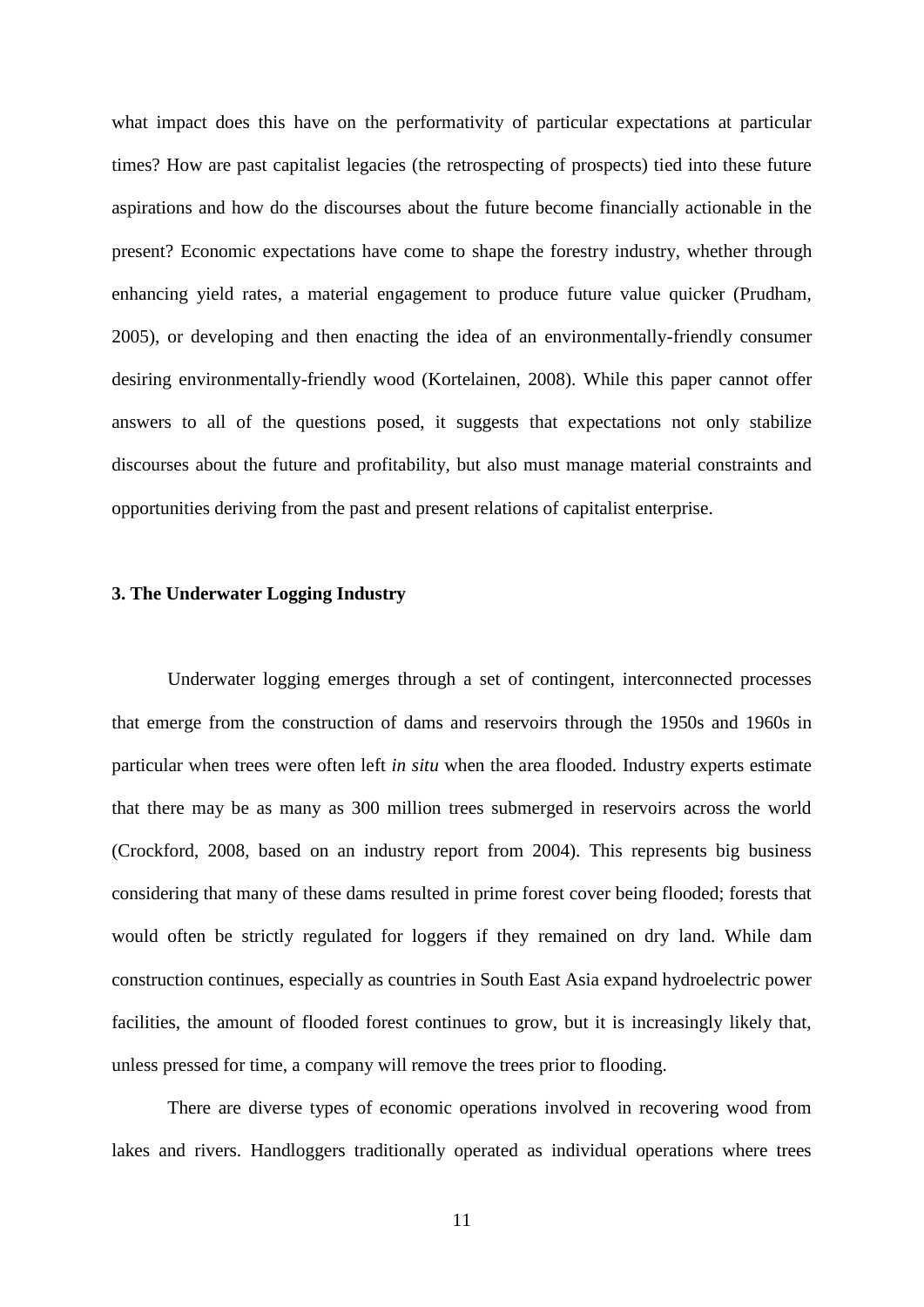what impact does this have on the performativity of particular expectations at particular times? How are past capitalist legacies (the retrospecting of prospects) tied into these future aspirations and how do the discourses about the future become financially actionable in the present? Economic expectations have come to shape the forestry industry, whether through enhancing yield rates, a material engagement to produce future value quicker (Prudham, 2005), or developing and then enacting the idea of an environmentally-friendly consumer desiring environmentally-friendly wood (Kortelainen, 2008). While this paper cannot offer answers to all of the questions posed, it suggests that expectations not only stabilize discourses about the future and profitability, but also must manage material constraints and opportunities deriving from the past and present relations of capitalist enterprise.

### 3. The Underwater Logging Industry

Underwater logging emerges through a set of contingent, interconnected processes that emerge from the construction of dams and reservoirs through the 1950s and 1960s in particular when trees were often left *in situ* when the area flooded. Industry experts estimate that there may be as many as 300 million trees submerged in reservoirs across the world (Crockford, 2008, based on an industry report from 2004). This represents big business considering that many of these dams resulted in prime forest cover being flooded; forests that would often be strictly regulated for loggers if they remained on dry land. While dam construction continues, especially as countries in South East Asia expand hydroelectric power facilities, the amount of flooded forest continues to grow, but it is increasingly likely that, unless pressed for time, a company will remove the trees prior to flooding.

There are diverse types of economic operations involved in recovering wood from lakes and rivers. Handloggers traditionally operated as individual operations where trees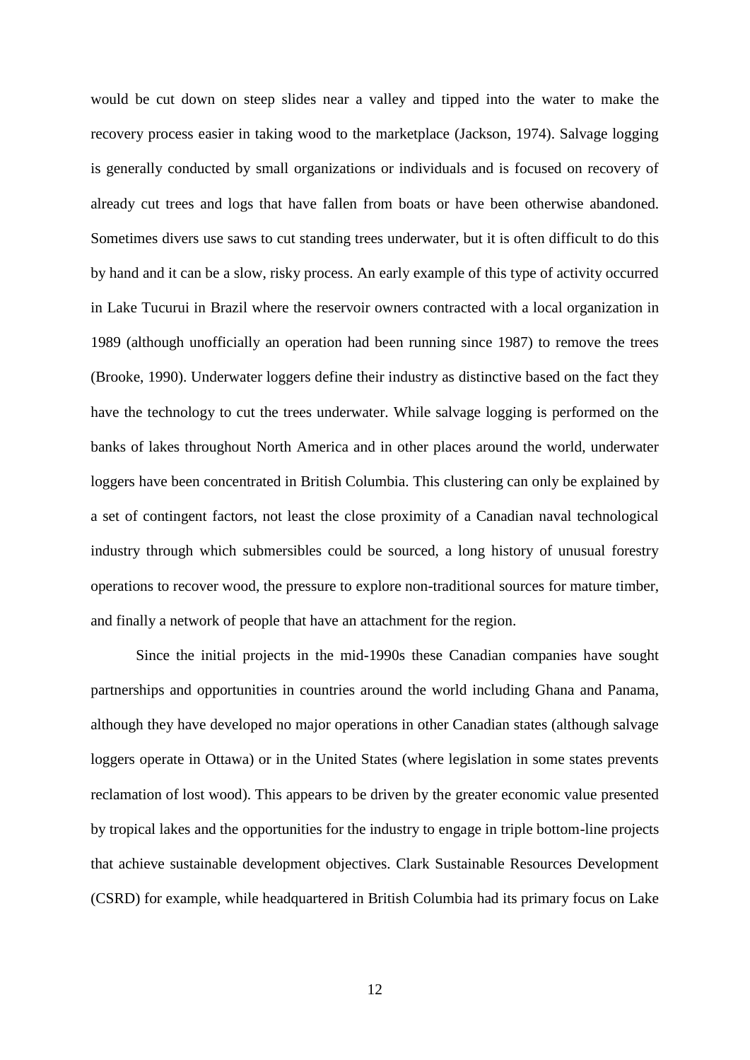would be cut down on steep slides near a valley and tipped into the water to make the recovery process easier in taking wood to the marketplace (Jackson, 1974). Salvage logging is generally conducted by small organizations or individuals and is focused on recovery of already cut trees and logs that have fallen from boats or have been otherwise abandoned. Sometimes divers use saws to cut standing trees underwater, but it is often difficult to do this by hand and it can be a slow, risky process. An early example of this type of activity occurred in Lake Tucurui in Brazil where the reservoir owners contracted with a local organization in 1989 (although unofficially an operation had been running since 1987) to remove the trees (Brooke, 1990). Underwater loggers define their industry as distinctive based on the fact they have the technology to cut the trees underwater. While salvage logging is performed on the banks of lakes throughout North America and in other places around the world, underwater loggers have been concentrated in British Columbia. This clustering can only be explained by a set of contingent factors, not least the close proximity of a Canadian naval technological industry through which submersibles could be sourced, a long history of unusual forestry operations to recover wood, the pressure to explore non-traditional sources for mature timber, and finally a network of people that have an attachment for the region.

Since the initial projects in the mid-1990s these Canadian companies have sought partnerships and opportunities in countries around the world including Ghana and Panama, although they have developed no major operations in other Canadian states (although salvage loggers operate in Ottawa) or in the United States (where legislation in some states prevents reclamation of lost wood). This appears to be driven by the greater economic value presented by tropical lakes and the opportunities for the industry to engage in triple bottom-line projects that achieve sustainable development objectives. Clark Sustainable Resources Development (CSRD) for example, while headquartered in British Columbia had its primary focus on Lake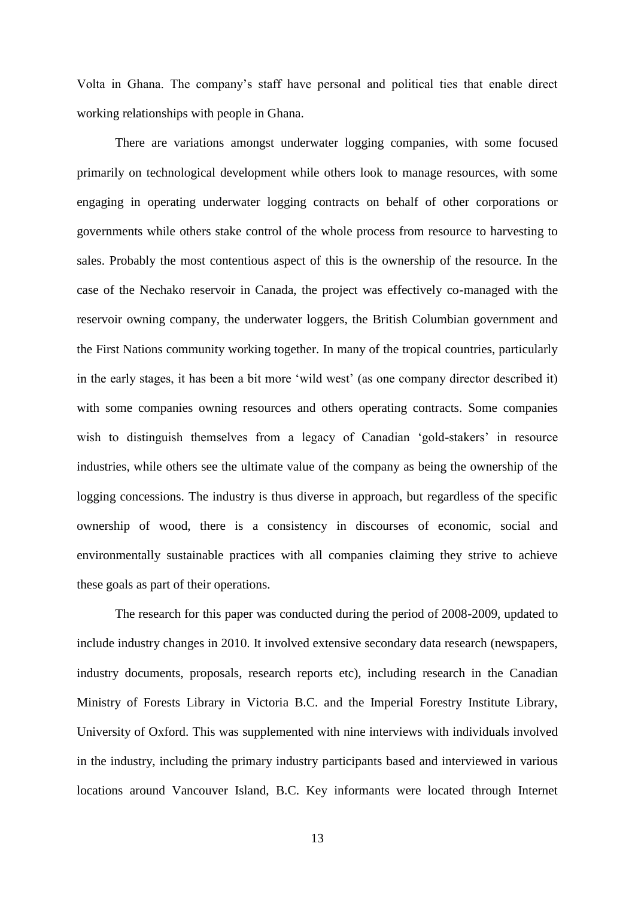Volta in Ghana. The company's staff have personal and political ties that enable direct working relationships with people in Ghana.

There are variations amongst underwater logging companies, with some focused primarily on technological development while others look to manage resources, with some engaging in operating underwater logging contracts on behalf of other corporations or governments while others stake control of the whole process from resource to harvesting to sales. Probably the most contentious aspect of this is the ownership of the resource. In the case of the Nechako reservoir in Canada, the project was effectively co-managed with the reservoir owning company, the underwater loggers, the British Columbian government and the First Nations community working together. In many of the tropical countries, particularly in the early stages, it has been a bit more 'wild west' (as one company director described it) with some companies owning resources and others operating contracts. Some companies wish to distinguish themselves from a legacy of Canadian 'gold-stakers' in resource industries, while others see the ultimate value of the company as being the ownership of the logging concessions. The industry is thus diverse in approach, but regardless of the specific ownership of wood, there is a consistency in discourses of economic, social and environmentally sustainable practices with all companies claiming they strive to achieve these goals as part of their operations.

The research for this paper was conducted during the period of 2008-2009, updated to include industry changes in 2010. It involved extensive secondary data research (newspapers, industry documents, proposals, research reports etc), including research in the Canadian Ministry of Forests Library in Victoria B.C. and the Imperial Forestry Institute Library, University of Oxford. This was supplemented with nine interviews with individuals involved in the industry, including the primary industry participants based and interviewed in various locations around Vancouver Island, B.C. Key informants were located through Internet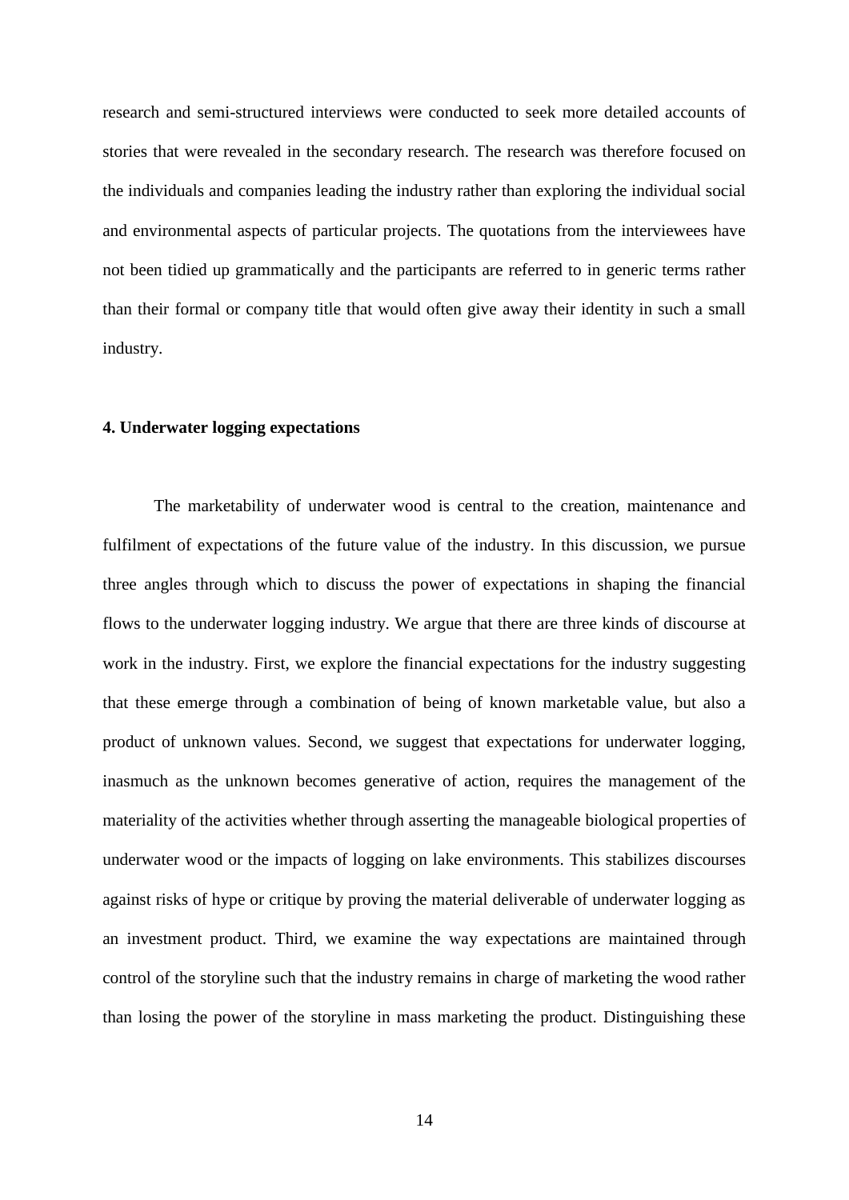research and semi-structured interviews were conducted to seek more detailed accounts of stories that were revealed in the secondary research. The research was therefore focused on the individuals and companies leading the industry rather than exploring the individual social and environmental aspects of particular projects. The quotations from the interviewees have not been tidied up grammatically and the participants are referred to in generic terms rather than their formal or company title that would often give away their identity in such a small industry.

## 4. Underwater logging expectations

The marketability of underwater wood is central to the creation, maintenance and fulfilment of expectations of the future value of the industry. In this discussion, we pursue three angles through which to discuss the power of expectations in shaping the financial flows to the underwater logging industry. We argue that there are three kinds of discourse at work in the industry. First, we explore the financial expectations for the industry suggesting that these emerge through a combination of being of known marketable value, but also a product of unknown values. Second, we suggest that expectations for underwater logging, inasmuch as the unknown becomes generative of action, requires the management of the materiality of the activities whether through asserting the manageable biological properties of underwater wood or the impacts of logging on lake environments. This stabilizes discourses against risks of hype or critique by proving the material deliverable of underwater logging as an investment product. Third, we examine the way expectations are maintained through control of the storyline such that the industry remains in charge of marketing the wood rather than losing the power of the storyline in mass marketing the product. Distinguishing these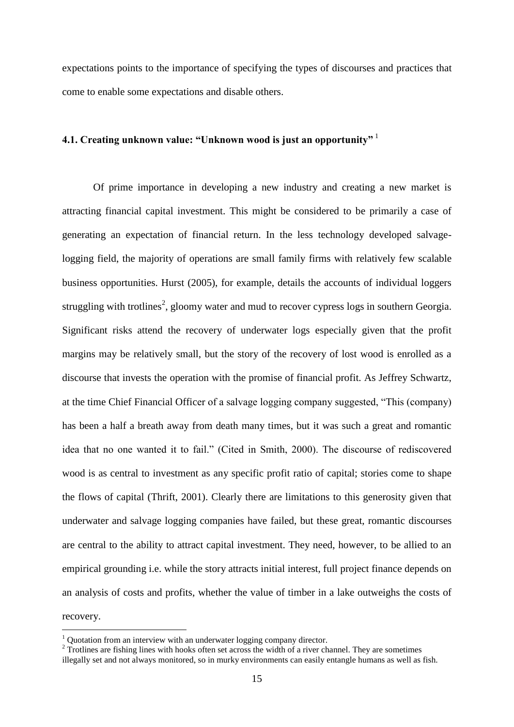expectations points to the importance of specifying the types of discourses and practices that come to enable some expectations and disable others.

### 4.1. Creating unknown value: "Unknown wood is just an opportunity" [1]

Of prime importance in developing a new industry and creating a new market is attracting financial capital investment. This might be considered to be primarily a case of generating an expectation of financial return. In the less technology developed salvage-logging field, the majority of operations are small family firms with relatively few scalable business opportunities. Hurst (2005), for example, details the accounts of individual loggers struggling with trotlines[2], gloomy water and mud to recover cypress logs in southern Georgia. Significant risks attend the recovery of underwater logs especially given that the profit margins may be relatively small, but the story of the recovery of lost wood is enrolled as a discourse that invests the operation with the promise of financial profit. As Jeffrey Schwartz, at the time Chief Financial Officer of a salvage logging company suggested, "This (company) has been a half a breath away from death many times, but it was such a great and romantic idea that no one wanted it to fail." (Cited in Smith, 2000). The discourse of rediscovered wood is as central to investment as any specific profit ratio of capital; stories come to shape the flows of capital (Thrift, 2001). Clearly there are limitations to this generosity given that underwater and salvage logging companies have failed, but these great, romantic discourses are central to the ability to attract capital investment. They need, however, to be allied to an empirical grounding i.e. while the story attracts initial interest, full project finance depends on an analysis of costs and profits, whether the value of timber in a lake outweighs the costs of recovery.

---

[1] Quotation from an interview with an underwater logging company director.

[2] Trotlines are fishing lines with hooks often set across the width of a river channel. They are sometimes illegally set and not always monitored, so in murky environments can easily entangle humans as well as fish.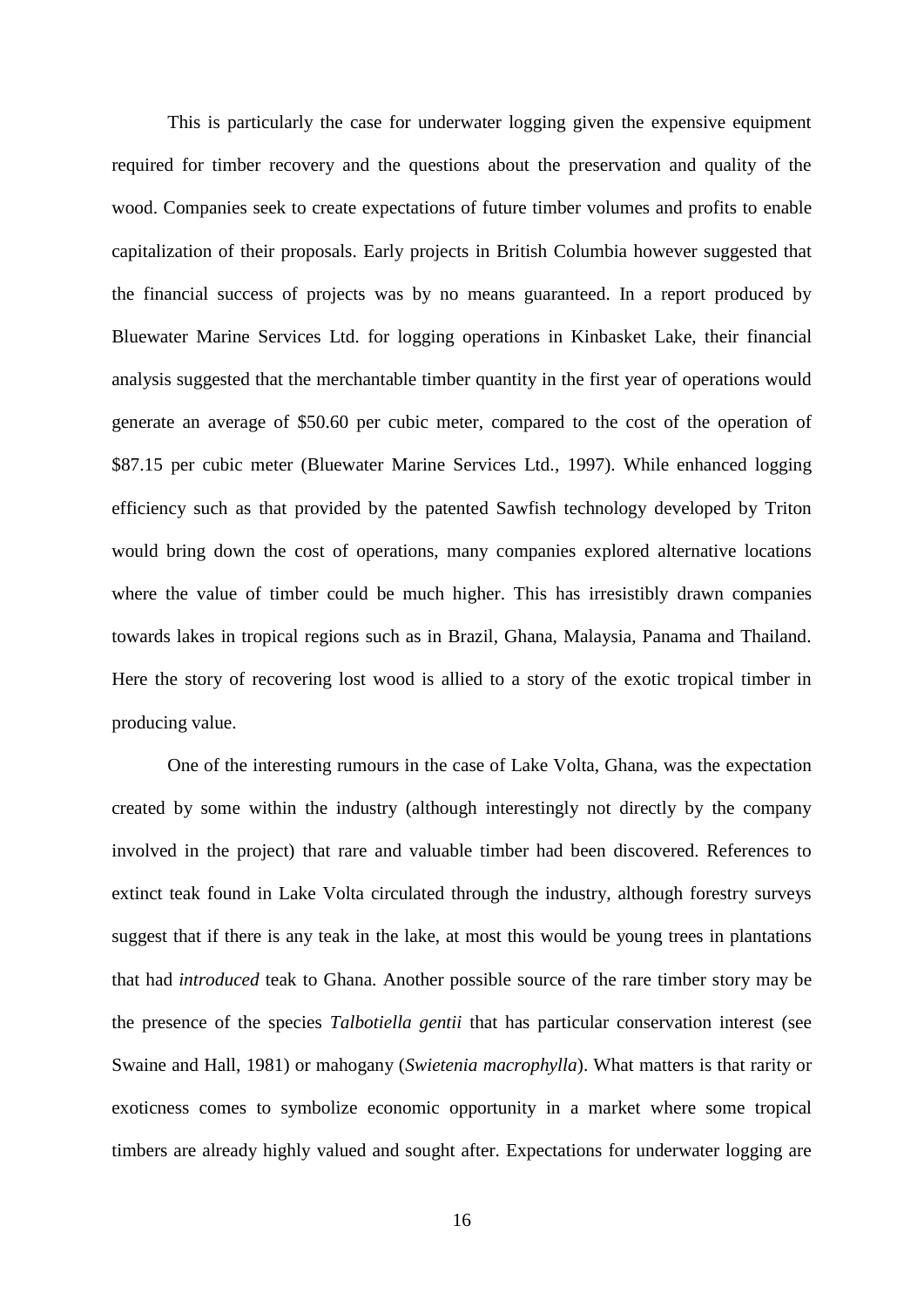This is particularly the case for underwater logging given the expensive equipment required for timber recovery and the questions about the preservation and quality of the wood. Companies seek to create expectations of future timber volumes and profits to enable capitalization of their proposals. Early projects in British Columbia however suggested that the financial success of projects was by no means guaranteed. In a report produced by Bluewater Marine Services Ltd. for logging operations in Kinbasket Lake, their financial analysis suggested that the merchantable timber quantity in the first year of operations would generate an average of \$50.60 per cubic meter, compared to the cost of the operation of \$87.15 per cubic meter (Bluewater Marine Services Ltd., 1997). While enhanced logging efficiency such as that provided by the patented Sawfish technology developed by Triton would bring down the cost of operations, many companies explored alternative locations where the value of timber could be much higher. This has irresistibly drawn companies towards lakes in tropical regions such as in Brazil, Ghana, Malaysia, Panama and Thailand. Here the story of recovering lost wood is allied to a story of the exotic tropical timber in producing value.

One of the interesting rumours in the case of Lake Volta, Ghana, was the expectation created by some within the industry (although interestingly not directly by the company involved in the project) that rare and valuable timber had been discovered. References to extinct teak found in Lake Volta circulated through the industry, although forestry surveys suggest that if there is any teak in the lake, at most this would be young trees in plantations that had *introduced* teak to Ghana. Another possible source of the rare timber story may be the presence of the species *Talbotiella gentii* that has particular conservation interest (see Swaine and Hall, 1981) or mahogany (*Swietenia macrophylla*). What matters is that rarity or exoticness comes to symbolize economic opportunity in a market where some tropical timbers are already highly valued and sought after. Expectations for underwater logging are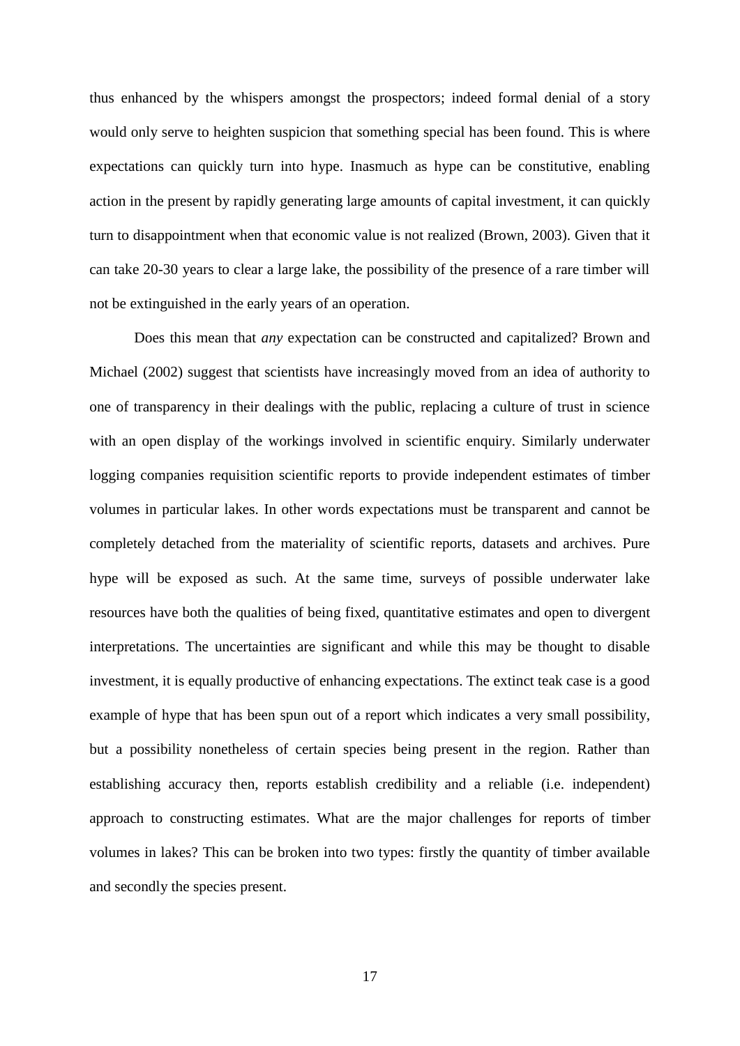thus enhanced by the whispers amongst the prospectors; indeed formal denial of a story would only serve to heighten suspicion that something special has been found. This is where expectations can quickly turn into hype. Inasmuch as hype can be constitutive, enabling action in the present by rapidly generating large amounts of capital investment, it can quickly turn to disappointment when that economic value is not realized (Brown, 2003). Given that it can take 20-30 years to clear a large lake, the possibility of the presence of a rare timber will not be extinguished in the early years of an operation.

Does this mean that *any* expectation can be constructed and capitalized? Brown and Michael (2002) suggest that scientists have increasingly moved from an idea of authority to one of transparency in their dealings with the public, replacing a culture of trust in science with an open display of the workings involved in scientific enquiry. Similarly underwater logging companies requisition scientific reports to provide independent estimates of timber volumes in particular lakes. In other words expectations must be transparent and cannot be completely detached from the materiality of scientific reports, datasets and archives. Pure hype will be exposed as such. At the same time, surveys of possible underwater lake resources have both the qualities of being fixed, quantitative estimates and open to divergent interpretations. The uncertainties are significant and while this may be thought to disable investment, it is equally productive of enhancing expectations. The extinct teak case is a good example of hype that has been spun out of a report which indicates a very small possibility, but a possibility nonetheless of certain species being present in the region. Rather than establishing accuracy then, reports establish credibility and a reliable (i.e. independent) approach to constructing estimates. What are the major challenges for reports of timber volumes in lakes? This can be broken into two types: firstly the quantity of timber available and secondly the species present.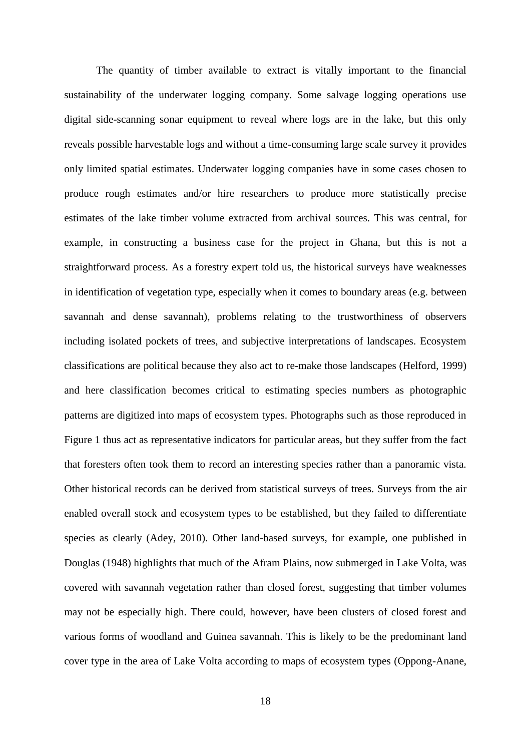The quantity of timber available to extract is vitally important to the financial sustainability of the underwater logging company. Some salvage logging operations use digital side-scanning sonar equipment to reveal where logs are in the lake, but this only reveals possible harvestable logs and without a time-consuming large scale survey it provides only limited spatial estimates. Underwater logging companies have in some cases chosen to produce rough estimates and/or hire researchers to produce more statistically precise estimates of the lake timber volume extracted from archival sources. This was central, for example, in constructing a business case for the project in Ghana, but this is not a straightforward process. As a forestry expert told us, the historical surveys have weaknesses in identification of vegetation type, especially when it comes to boundary areas (e.g. between savannah and dense savannah), problems relating to the trustworthiness of observers including isolated pockets of trees, and subjective interpretations of landscapes. Ecosystem classifications are political because they also act to re-make those landscapes (Helford, 1999) and here classification becomes critical to estimating species numbers as photographic patterns are digitized into maps of ecosystem types. Photographs such as those reproduced in Figure 1 thus act as representative indicators for particular areas, but they suffer from the fact that foresters often took them to record an interesting species rather than a panoramic vista. Other historical records can be derived from statistical surveys of trees. Surveys from the air enabled overall stock and ecosystem types to be established, but they failed to differentiate species as clearly (Adey, 2010). Other land-based surveys, for example, one published in Douglas (1948) highlights that much of the Afram Plains, now submerged in Lake Volta, was covered with savannah vegetation rather than closed forest, suggesting that timber volumes may not be especially high. There could, however, have been clusters of closed forest and various forms of woodland and Guinea savannah. This is likely to be the predominant land cover type in the area of Lake Volta according to maps of ecosystem types (Oppong-Anane,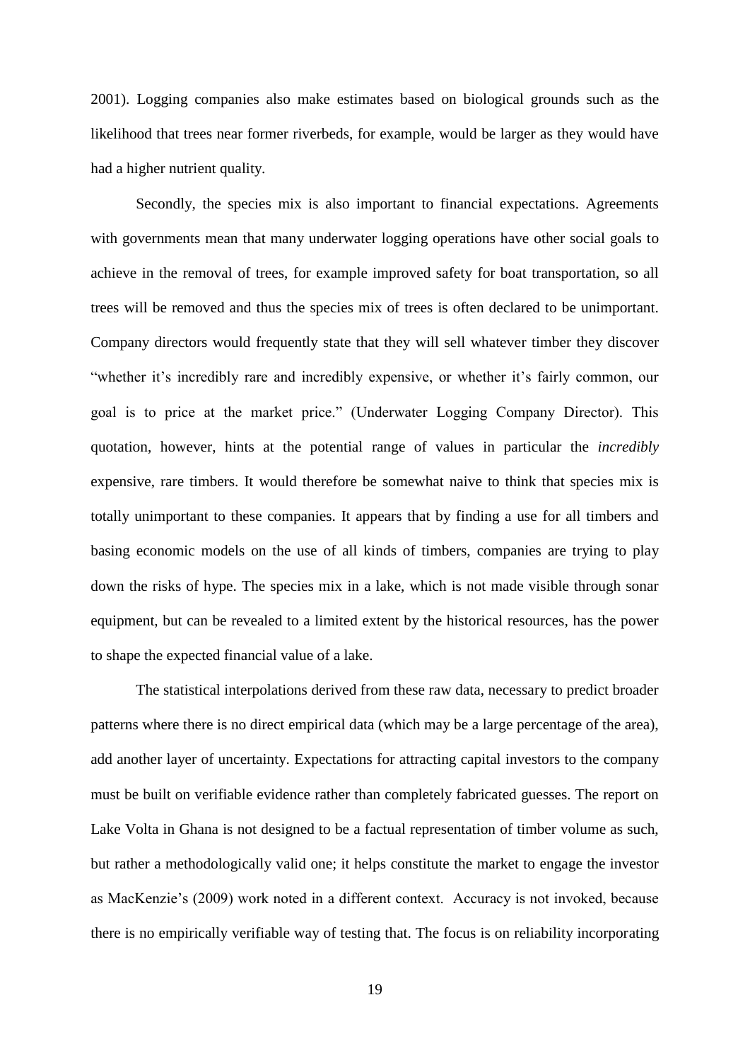2001). Logging companies also make estimates based on biological grounds such as the likelihood that trees near former riverbeds, for example, would be larger as they would have had a higher nutrient quality.

Secondly, the species mix is also important to financial expectations. Agreements with governments mean that many underwater logging operations have other social goals to achieve in the removal of trees, for example improved safety for boat transportation, so all trees will be removed and thus the species mix of trees is often declared to be unimportant. Company directors would frequently state that they will sell whatever timber they discover "whether it's incredibly rare and incredibly expensive, or whether it's fairly common, our goal is to price at the market price." (Underwater Logging Company Director). This quotation, however, hints at the potential range of values in particular the *incredibly* expensive, rare timbers. It would therefore be somewhat naive to think that species mix is totally unimportant to these companies. It appears that by finding a use for all timbers and basing economic models on the use of all kinds of timbers, companies are trying to play down the risks of hype. The species mix in a lake, which is not made visible through sonar equipment, but can be revealed to a limited extent by the historical resources, has the power to shape the expected financial value of a lake.

The statistical interpolations derived from these raw data, necessary to predict broader patterns where there is no direct empirical data (which may be a large percentage of the area), add another layer of uncertainty. Expectations for attracting capital investors to the company must be built on verifiable evidence rather than completely fabricated guesses. The report on Lake Volta in Ghana is not designed to be a factual representation of timber volume as such, but rather a methodologically valid one; it helps constitute the market to engage the investor as MacKenzie's (2009) work noted in a different context. Accuracy is not invoked, because there is no empirically verifiable way of testing that. The focus is on reliability incorporating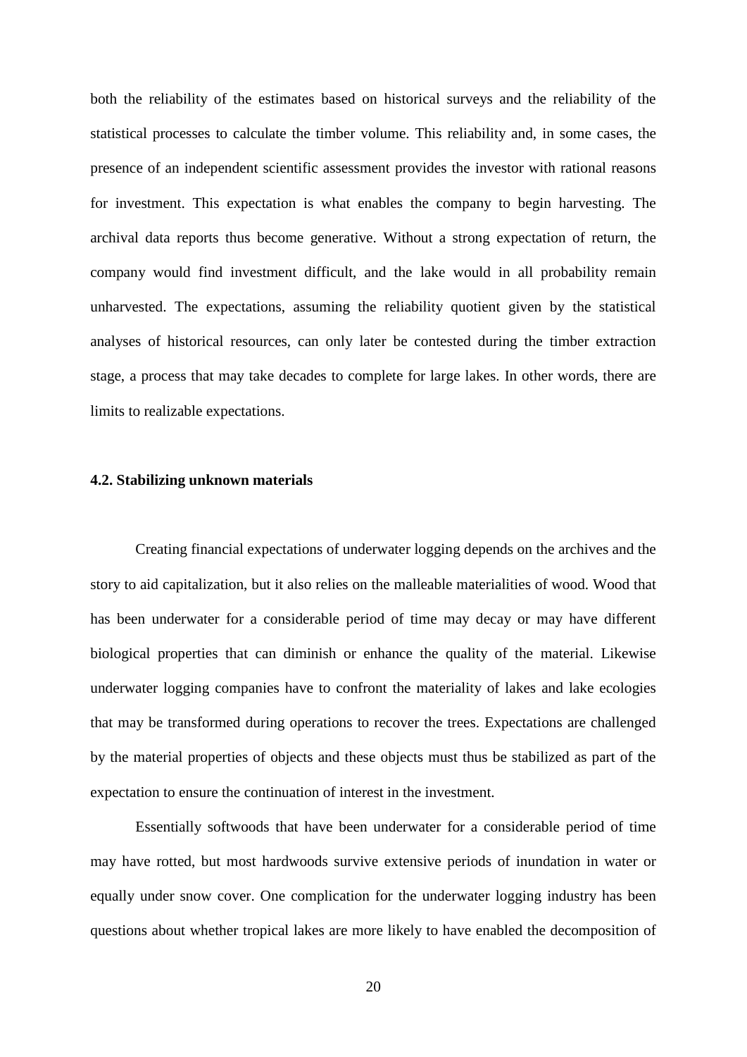both the reliability of the estimates based on historical surveys and the reliability of the statistical processes to calculate the timber volume. This reliability and, in some cases, the presence of an independent scientific assessment provides the investor with rational reasons for investment. This expectation is what enables the company to begin harvesting. The archival data reports thus become generative. Without a strong expectation of return, the company would find investment difficult, and the lake would in all probability remain unharvested. The expectations, assuming the reliability quotient given by the statistical analyses of historical resources, can only later be contested during the timber extraction stage, a process that may take decades to complete for large lakes. In other words, there are limits to realizable expectations.

### 4.2. Stabilizing unknown materials

Creating financial expectations of underwater logging depends on the archives and the story to aid capitalization, but it also relies on the malleable materialities of wood. Wood that has been underwater for a considerable period of time may decay or may have different biological properties that can diminish or enhance the quality of the material. Likewise underwater logging companies have to confront the materiality of lakes and lake ecologies that may be transformed during operations to recover the trees. Expectations are challenged by the material properties of objects and these objects must thus be stabilized as part of the expectation to ensure the continuation of interest in the investment.

Essentially softwoods that have been underwater for a considerable period of time may have rotted, but most hardwoods survive extensive periods of inundation in water or equally under snow cover. One complication for the underwater logging industry has been questions about whether tropical lakes are more likely to have enabled the decomposition of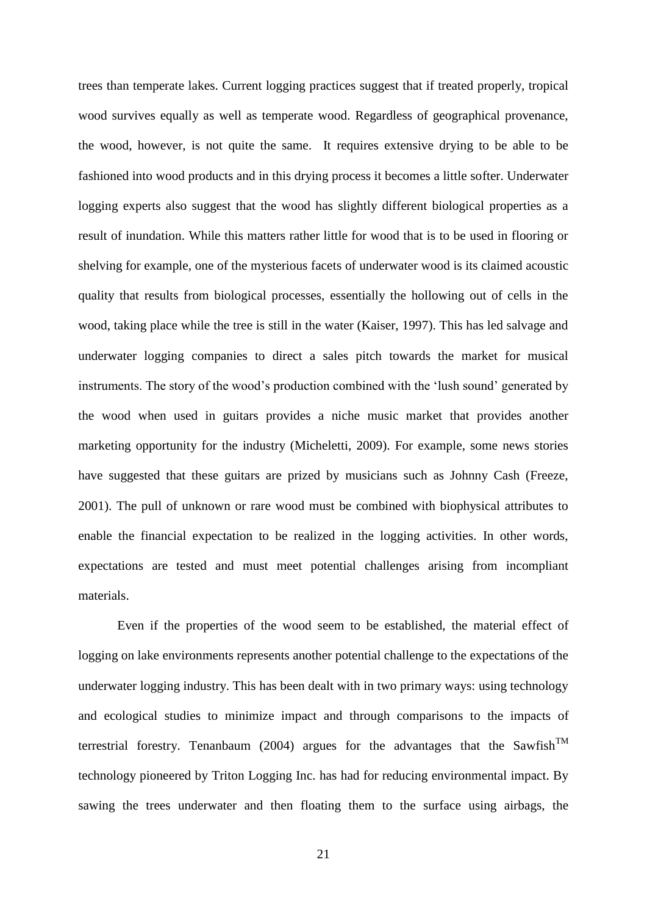trees than temperate lakes. Current logging practices suggest that if treated properly, tropical wood survives equally as well as temperate wood. Regardless of geographical provenance, the wood, however, is not quite the same. It requires extensive drying to be able to be fashioned into wood products and in this drying process it becomes a little softer. Underwater logging experts also suggest that the wood has slightly different biological properties as a result of inundation. While this matters rather little for wood that is to be used in flooring or shelving for example, one of the mysterious facets of underwater wood is its claimed acoustic quality that results from biological processes, essentially the hollowing out of cells in the wood, taking place while the tree is still in the water (Kaiser, 1997). This has led salvage and underwater logging companies to direct a sales pitch towards the market for musical instruments. The story of the wood's production combined with the 'lush sound' generated by the wood when used in guitars provides a niche music market that provides another marketing opportunity for the industry (Micheletti, 2009). For example, some news stories have suggested that these guitars are prized by musicians such as Johnny Cash (Freeze, 2001). The pull of unknown or rare wood must be combined with biophysical attributes to enable the financial expectation to be realized in the logging activities. In other words, expectations are tested and must meet potential challenges arising from incompliant materials.

Even if the properties of the wood seem to be established, the material effect of logging on lake environments represents another potential challenge to the expectations of the underwater logging industry. This has been dealt with in two primary ways: using technology and ecological studies to minimize impact and through comparisons to the impacts of terrestrial forestry. Tenanbaum (2004) argues for the advantages that the Sawfish™ technology pioneered by Triton Logging Inc. has had for reducing environmental impact. By sawing the trees underwater and then floating them to the surface using airbags, the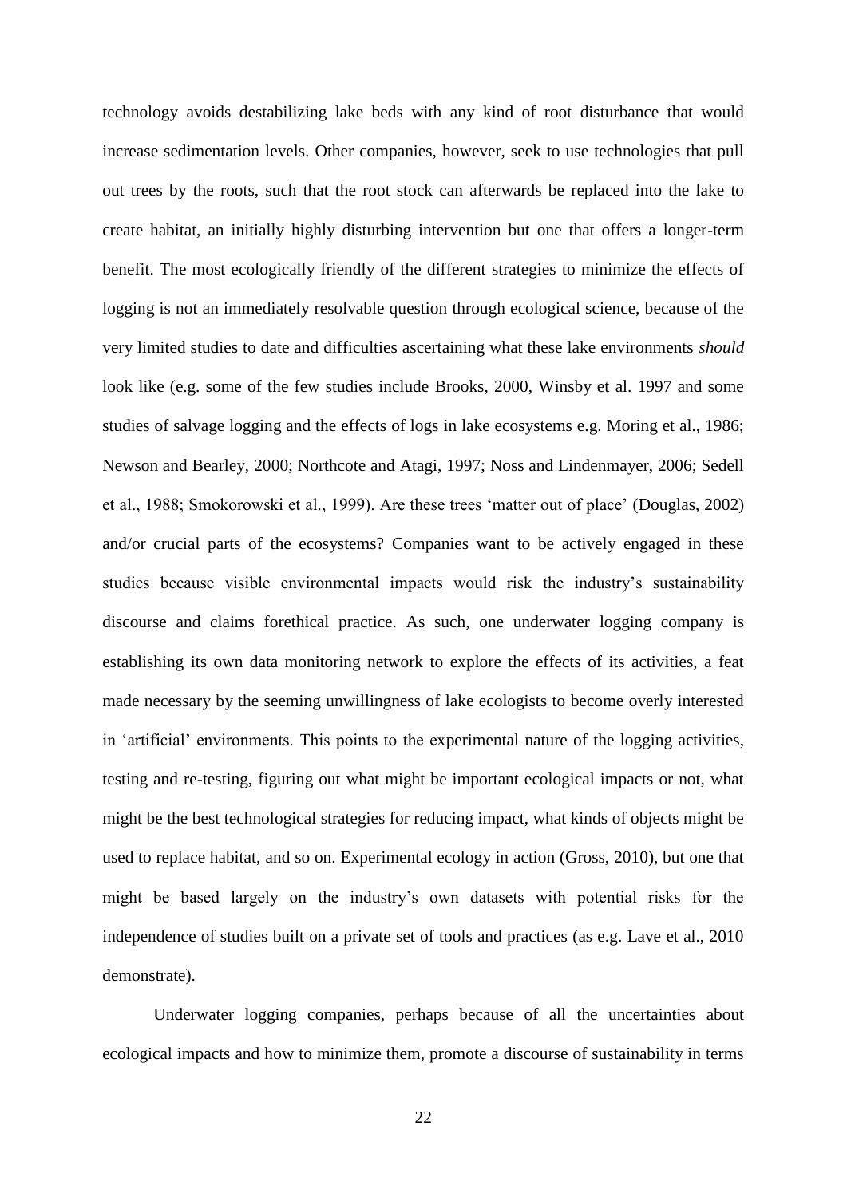technology avoids destabilizing lake beds with any kind of root disturbance that would increase sedimentation levels. Other companies, however, seek to use technologies that pull out trees by the roots, such that the root stock can afterwards be replaced into the lake to create habitat, an initially highly disturbing intervention but one that offers a longer-term benefit. The most ecologically friendly of the different strategies to minimize the effects of logging is not an immediately resolvable question through ecological science, because of the very limited studies to date and difficulties ascertaining what these lake environments *should* look like (e.g. some of the few studies include Brooks, 2000, Winsby et al. 1997 and some studies of salvage logging and the effects of logs in lake ecosystems e.g. Moring et al., 1986; Newson and Bearley, 2000; Northcote and Atagi, 1997; Noss and Lindenmayer, 2006; Sedell et al., 1988; Smokorowski et al., 1999). Are these trees 'matter out of place' (Douglas, 2002) and/or crucial parts of the ecosystems? Companies want to be actively engaged in these studies because visible environmental impacts would risk the industry's sustainability discourse and claims forethical practice. As such, one underwater logging company is establishing its own data monitoring network to explore the effects of its activities, a feat made necessary by the seeming unwillingness of lake ecologists to become overly interested in 'artificial' environments. This points to the experimental nature of the logging activities, testing and re-testing, figuring out what might be important ecological impacts or not, what might be the best technological strategies for reducing impact, what kinds of objects might be used to replace habitat, and so on. Experimental ecology in action (Gross, 2010), but one that might be based largely on the industry's own datasets with potential risks for the independence of studies built on a private set of tools and practices (as e.g. Lave et al., 2010 demonstrate).

Underwater logging companies, perhaps because of all the uncertainties about ecological impacts and how to minimize them, promote a discourse of sustainability in terms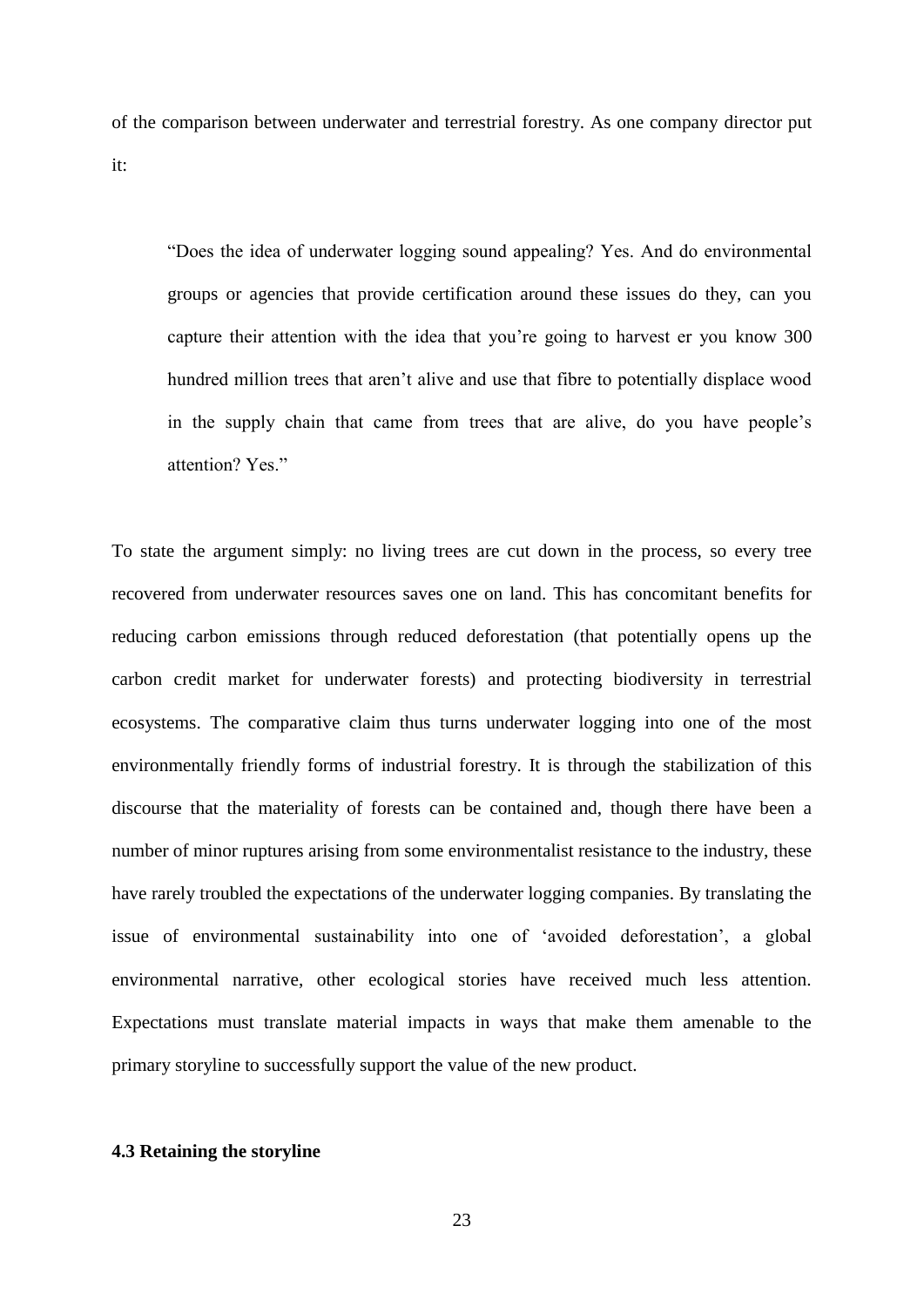of the comparison between underwater and terrestrial forestry. As one company director put it:

> "Does the idea of underwater logging sound appealing? Yes. And do environmental groups or agencies that provide certification around these issues do they, can you capture their attention with the idea that you're going to harvest er you know 300 hundred million trees that aren't alive and use that fibre to potentially displace wood in the supply chain that came from trees that are alive, do you have people's attention? Yes."

To state the argument simply: no living trees are cut down in the process, so every tree recovered from underwater resources saves one on land. This has concomitant benefits for reducing carbon emissions through reduced deforestation (that potentially opens up the carbon credit market for underwater forests) and protecting biodiversity in terrestrial ecosystems. The comparative claim thus turns underwater logging into one of the most environmentally friendly forms of industrial forestry. It is through the stabilization of this discourse that the materiality of forests can be contained and, though there have been a number of minor ruptures arising from some environmentalist resistance to the industry, these have rarely troubled the expectations of the underwater logging companies. By translating the issue of environmental sustainability into one of 'avoided deforestation', a global environmental narrative, other ecological stories have received much less attention. Expectations must translate material impacts in ways that make them amenable to the primary storyline to successfully support the value of the new product.

### 4.3 Retaining the storyline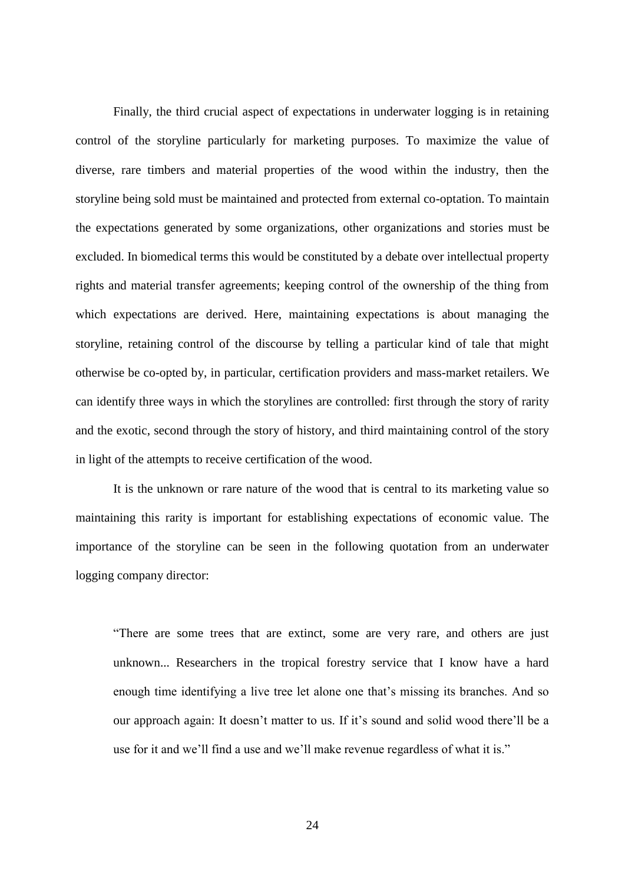Finally, the third crucial aspect of expectations in underwater logging is in retaining control of the storyline particularly for marketing purposes. To maximize the value of diverse, rare timbers and material properties of the wood within the industry, then the storyline being sold must be maintained and protected from external co-optation. To maintain the expectations generated by some organizations, other organizations and stories must be excluded. In biomedical terms this would be constituted by a debate over intellectual property rights and material transfer agreements; keeping control of the ownership of the thing from which expectations are derived. Here, maintaining expectations is about managing the storyline, retaining control of the discourse by telling a particular kind of tale that might otherwise be co-opted by, in particular, certification providers and mass-market retailers. We can identify three ways in which the storylines are controlled: first through the story of rarity and the exotic, second through the story of history, and third maintaining control of the story in light of the attempts to receive certification of the wood.

It is the unknown or rare nature of the wood that is central to its marketing value so maintaining this rarity is important for establishing expectations of economic value. The importance of the storyline can be seen in the following quotation from an underwater logging company director:

> "There are some trees that are extinct, some are very rare, and others are just unknown... Researchers in the tropical forestry service that I know have a hard enough time identifying a live tree let alone one that's missing its branches. And so our approach again: It doesn't matter to us. If it's sound and solid wood there'll be a use for it and we'll find a use and we'll make revenue regardless of what it is."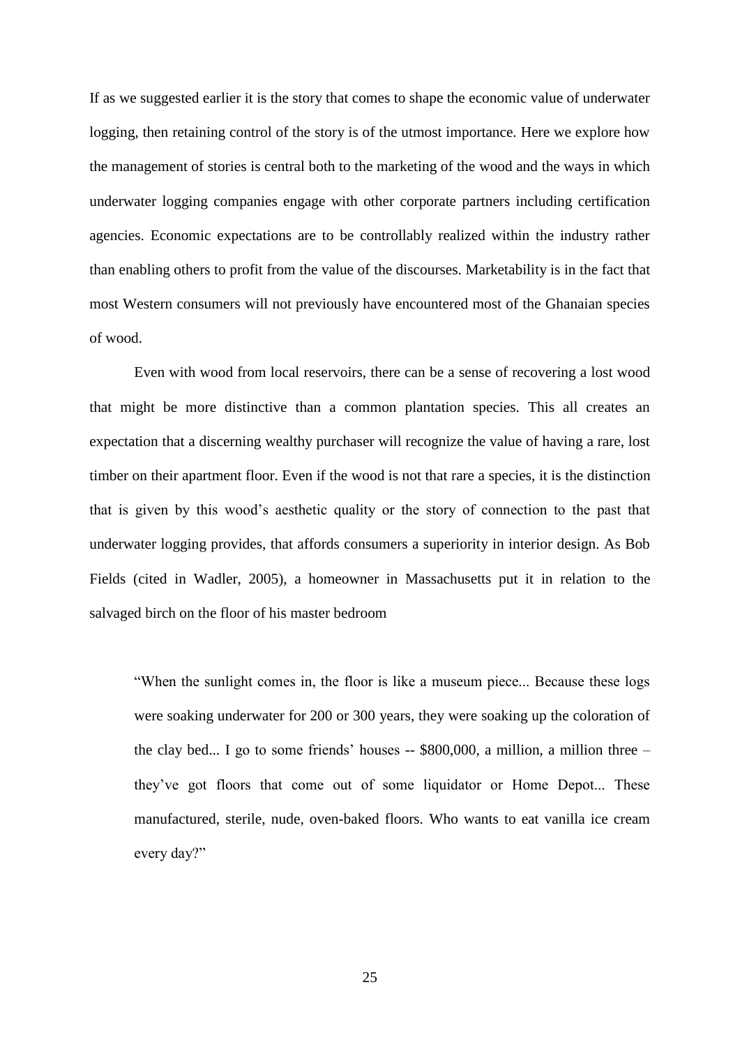If as we suggested earlier it is the story that comes to shape the economic value of underwater logging, then retaining control of the story is of the utmost importance. Here we explore how the management of stories is central both to the marketing of the wood and the ways in which underwater logging companies engage with other corporate partners including certification agencies. Economic expectations are to be controllably realized within the industry rather than enabling others to profit from the value of the discourses. Marketability is in the fact that most Western consumers will not previously have encountered most of the Ghanaian species of wood.

Even with wood from local reservoirs, there can be a sense of recovering a lost wood that might be more distinctive than a common plantation species. This all creates an expectation that a discerning wealthy purchaser will recognize the value of having a rare, lost timber on their apartment floor. Even if the wood is not that rare a species, it is the distinction that is given by this wood's aesthetic quality or the story of connection to the past that underwater logging provides, that affords consumers a superiority in interior design. As Bob Fields (cited in Wadler, 2005), a homeowner in Massachusetts put it in relation to the salvaged birch on the floor of his master bedroom

> "When the sunlight comes in, the floor is like a museum piece... Because these logs were soaking underwater for 200 or 300 years, they were soaking up the coloration of the clay bed... I go to some friends' houses -- $800,000, a million, a million three – they've got floors that come out of some liquidator or Home Depot... These manufactured, sterile, nude, oven-baked floors. Who wants to eat vanilla ice cream every day?"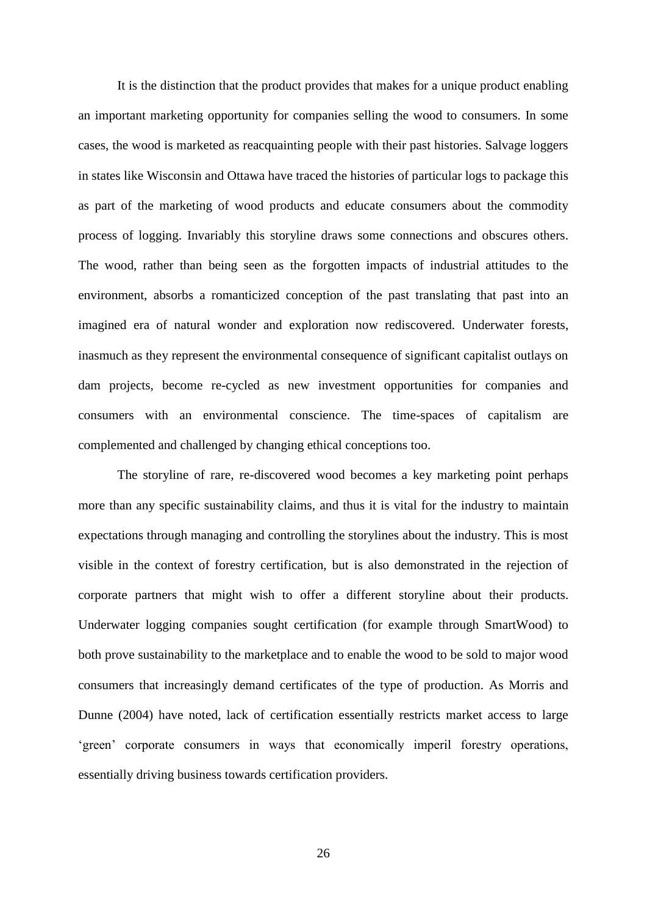It is the distinction that the product provides that makes for a unique product enabling an important marketing opportunity for companies selling the wood to consumers. In some cases, the wood is marketed as reacquainting people with their past histories. Salvage loggers in states like Wisconsin and Ottawa have traced the histories of particular logs to package this as part of the marketing of wood products and educate consumers about the commodity process of logging. Invariably this storyline draws some connections and obscures others. The wood, rather than being seen as the forgotten impacts of industrial attitudes to the environment, absorbs a romanticized conception of the past translating that past into an imagined era of natural wonder and exploration now rediscovered. Underwater forests, inasmuch as they represent the environmental consequence of significant capitalist outlays on dam projects, become re-cycled as new investment opportunities for companies and consumers with an environmental conscience. The time-spaces of capitalism are complemented and challenged by changing ethical conceptions too.

The storyline of rare, re-discovered wood becomes a key marketing point perhaps more than any specific sustainability claims, and thus it is vital for the industry to maintain expectations through managing and controlling the storylines about the industry. This is most visible in the context of forestry certification, but is also demonstrated in the rejection of corporate partners that might wish to offer a different storyline about their products. Underwater logging companies sought certification (for example through SmartWood) to both prove sustainability to the marketplace and to enable the wood to be sold to major wood consumers that increasingly demand certificates of the type of production. As Morris and Dunne (2004) have noted, lack of certification essentially restricts market access to large 'green' corporate consumers in ways that economically imperil forestry operations, essentially driving business towards certification providers.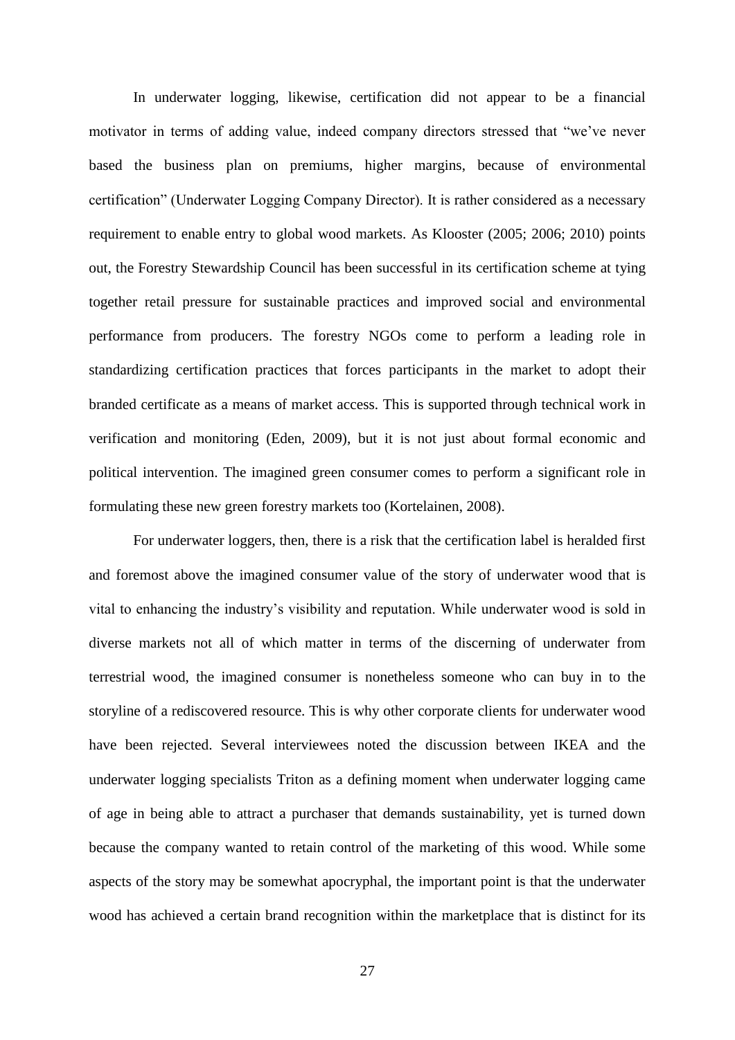In underwater logging, likewise, certification did not appear to be a financial motivator in terms of adding value, indeed company directors stressed that "we've never based the business plan on premiums, higher margins, because of environmental certification" (Underwater Logging Company Director). It is rather considered as a necessary requirement to enable entry to global wood markets. As Klooster (2005; 2006; 2010) points out, the Forestry Stewardship Council has been successful in its certification scheme at tying together retail pressure for sustainable practices and improved social and environmental performance from producers. The forestry NGOs come to perform a leading role in standardizing certification practices that forces participants in the market to adopt their branded certificate as a means of market access. This is supported through technical work in verification and monitoring (Eden, 2009), but it is not just about formal economic and political intervention. The imagined green consumer comes to perform a significant role in formulating these new green forestry markets too (Kortelainen, 2008).

For underwater loggers, then, there is a risk that the certification label is heralded first and foremost above the imagined consumer value of the story of underwater wood that is vital to enhancing the industry's visibility and reputation. While underwater wood is sold in diverse markets not all of which matter in terms of the discerning of underwater from terrestrial wood, the imagined consumer is nonetheless someone who can buy in to the storyline of a rediscovered resource. This is why other corporate clients for underwater wood have been rejected. Several interviewees noted the discussion between IKEA and the underwater logging specialists Triton as a defining moment when underwater logging came of age in being able to attract a purchaser that demands sustainability, yet is turned down because the company wanted to retain control of the marketing of this wood. While some aspects of the story may be somewhat apocryphal, the important point is that the underwater wood has achieved a certain brand recognition within the marketplace that is distinct for its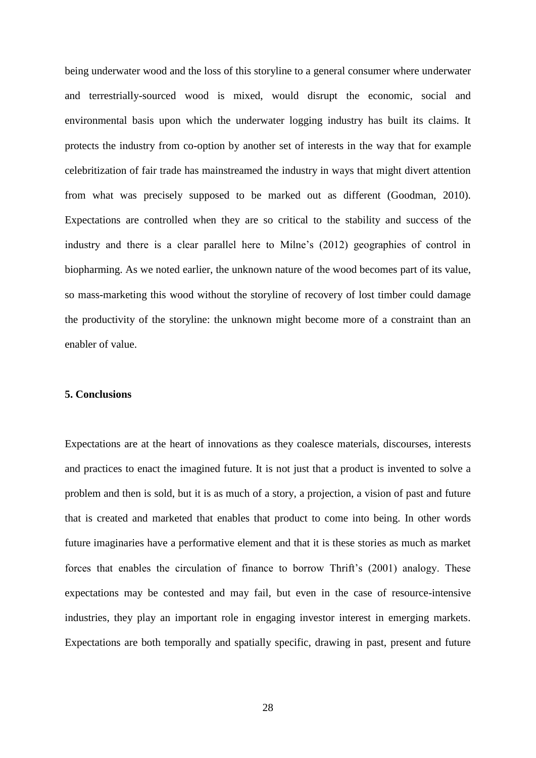being underwater wood and the loss of this storyline to a general consumer where underwater and terrestrially-sourced wood is mixed, would disrupt the economic, social and environmental basis upon which the underwater logging industry has built its claims. It protects the industry from co-option by another set of interests in the way that for example celebritization of fair trade has mainstreamed the industry in ways that might divert attention from what was precisely supposed to be marked out as different (Goodman, 2010). Expectations are controlled when they are so critical to the stability and success of the industry and there is a clear parallel here to Milne's (2012) geographies of control in biopharming. As we noted earlier, the unknown nature of the wood becomes part of its value, so mass-marketing this wood without the storyline of recovery of lost timber could damage the productivity of the storyline: the unknown might become more of a constraint than an enabler of value.

## 5. Conclusions

Expectations are at the heart of innovations as they coalesce materials, discourses, interests and practices to enact the imagined future. It is not just that a product is invented to solve a problem and then is sold, but it is as much of a story, a projection, a vision of past and future that is created and marketed that enables that product to come into being. In other words future imaginaries have a performative element and that it is these stories as much as market forces that enables the circulation of finance to borrow Thrift's (2001) analogy. These expectations may be contested and may fail, but even in the case of resource-intensive industries, they play an important role in engaging investor interest in emerging markets. Expectations are both temporally and spatially specific, drawing in past, present and future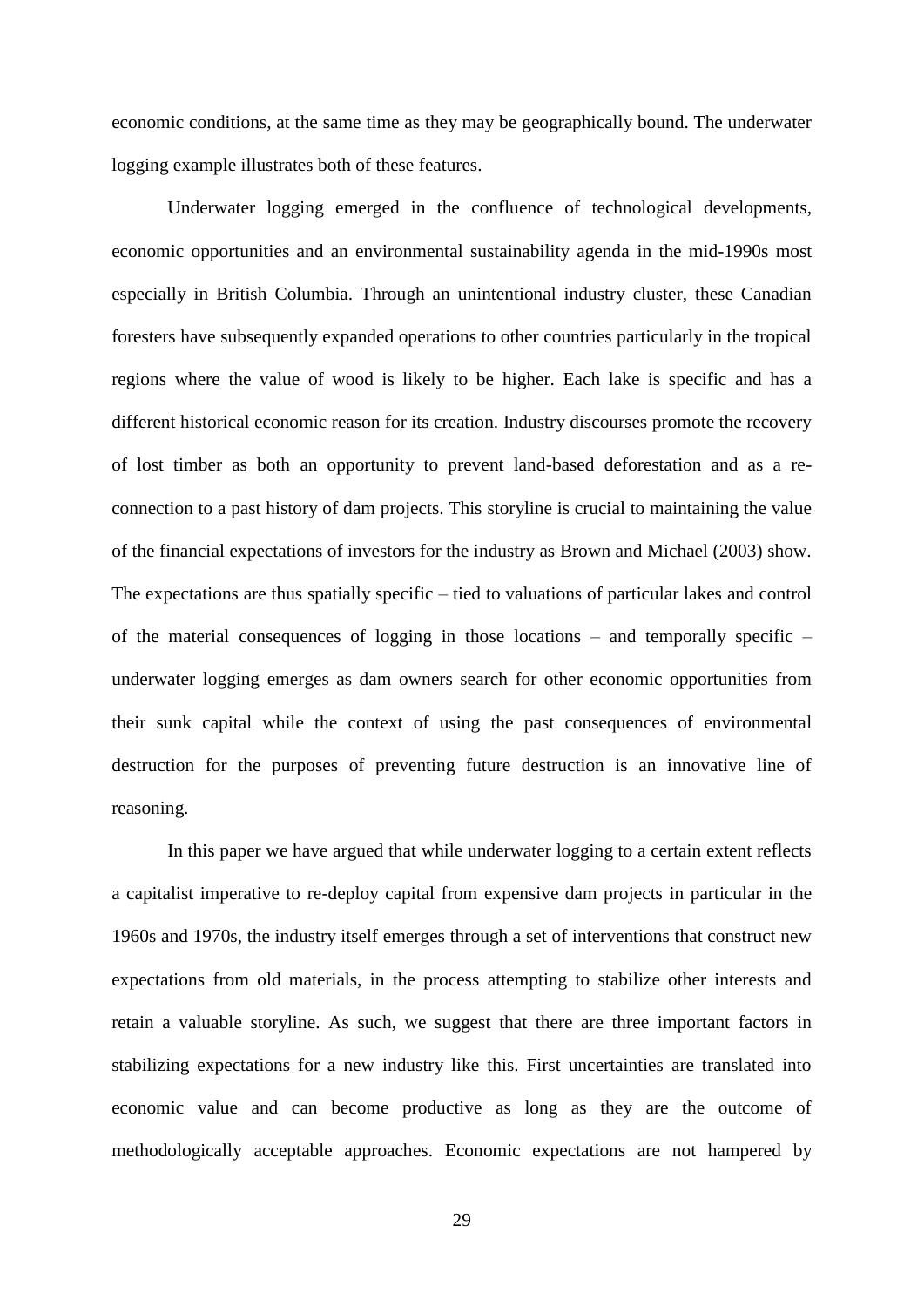economic conditions, at the same time as they may be geographically bound. The underwater logging example illustrates both of these features.

Underwater logging emerged in the confluence of technological developments, economic opportunities and an environmental sustainability agenda in the mid-1990s most especially in British Columbia. Through an unintentional industry cluster, these Canadian foresters have subsequently expanded operations to other countries particularly in the tropical regions where the value of wood is likely to be higher. Each lake is specific and has a different historical economic reason for its creation. Industry discourses promote the recovery of lost timber as both an opportunity to prevent land-based deforestation and as a re-connection to a past history of dam projects. This storyline is crucial to maintaining the value of the financial expectations of investors for the industry as Brown and Michael (2003) show. The expectations are thus spatially specific – tied to valuations of particular lakes and control of the material consequences of logging in those locations – and temporally specific – underwater logging emerges as dam owners search for other economic opportunities from their sunk capital while the context of using the past consequences of environmental destruction for the purposes of preventing future destruction is an innovative line of reasoning.

In this paper we have argued that while underwater logging to a certain extent reflects a capitalist imperative to re-deploy capital from expensive dam projects in particular in the 1960s and 1970s, the industry itself emerges through a set of interventions that construct new expectations from old materials, in the process attempting to stabilize other interests and retain a valuable storyline. As such, we suggest that there are three important factors in stabilizing expectations for a new industry like this. First uncertainties are translated into economic value and can become productive as long as they are the outcome of methodologically acceptable approaches. Economic expectations are not hampered by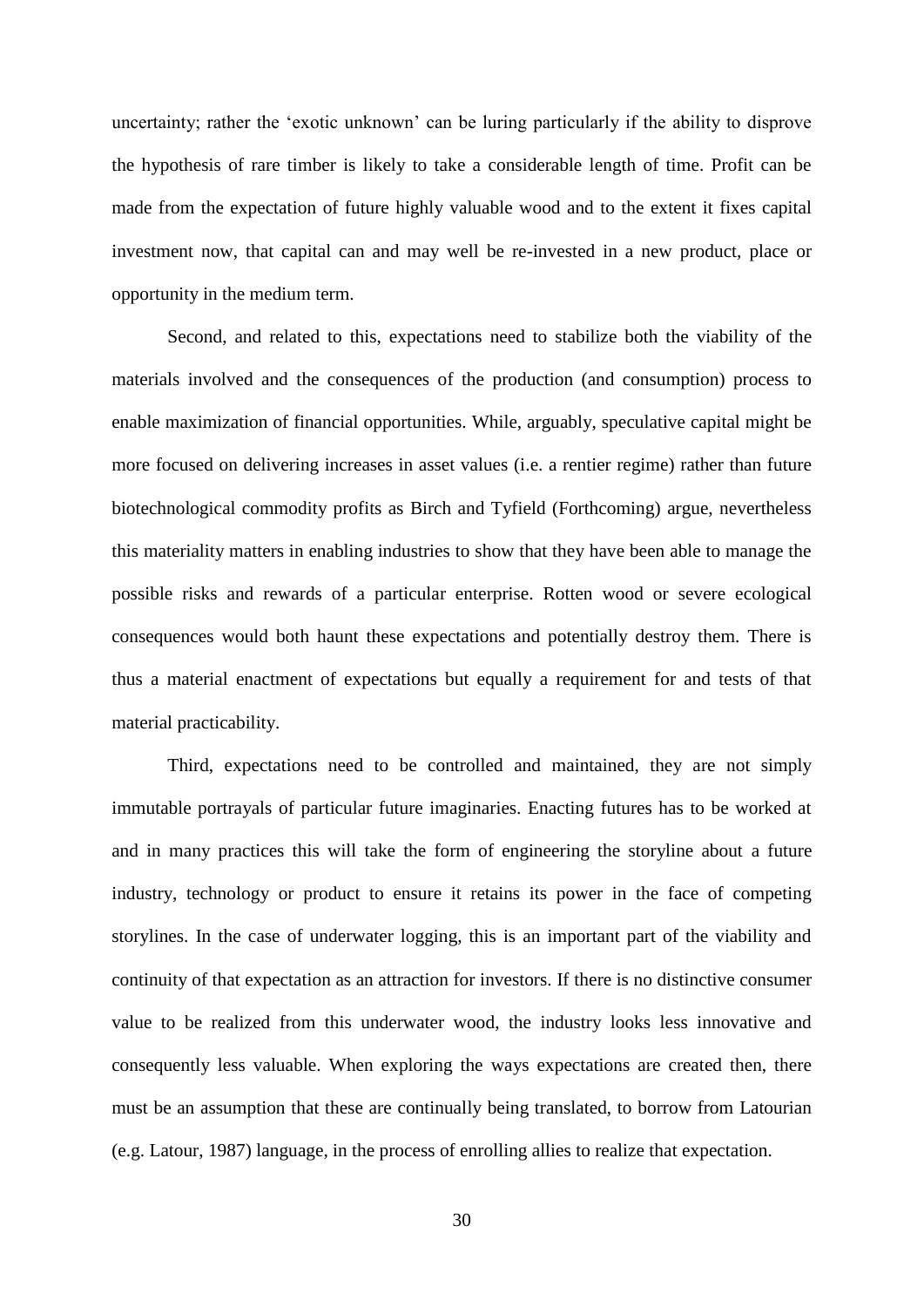uncertainty; rather the 'exotic unknown' can be luring particularly if the ability to disprove the hypothesis of rare timber is likely to take a considerable length of time. Profit can be made from the expectation of future highly valuable wood and to the extent it fixes capital investment now, that capital can and may well be re-invested in a new product, place or opportunity in the medium term.

Second, and related to this, expectations need to stabilize both the viability of the materials involved and the consequences of the production (and consumption) process to enable maximization of financial opportunities. While, arguably, speculative capital might be more focused on delivering increases in asset values (i.e. a rentier regime) rather than future biotechnological commodity profits as Birch and Tyfield (Forthcoming) argue, nevertheless this materiality matters in enabling industries to show that they have been able to manage the possible risks and rewards of a particular enterprise. Rotten wood or severe ecological consequences would both haunt these expectations and potentially destroy them. There is thus a material enactment of expectations but equally a requirement for and tests of that material practicability.

Third, expectations need to be controlled and maintained, they are not simply immutable portrayals of particular future imaginaries. Enacting futures has to be worked at and in many practices this will take the form of engineering the storyline about a future industry, technology or product to ensure it retains its power in the face of competing storylines. In the case of underwater logging, this is an important part of the viability and continuity of that expectation as an attraction for investors. If there is no distinctive consumer value to be realized from this underwater wood, the industry looks less innovative and consequently less valuable. When exploring the ways expectations are created then, there must be an assumption that these are continually being translated, to borrow from Latourian (e.g. Latour, 1987) language, in the process of enrolling allies to realize that expectation.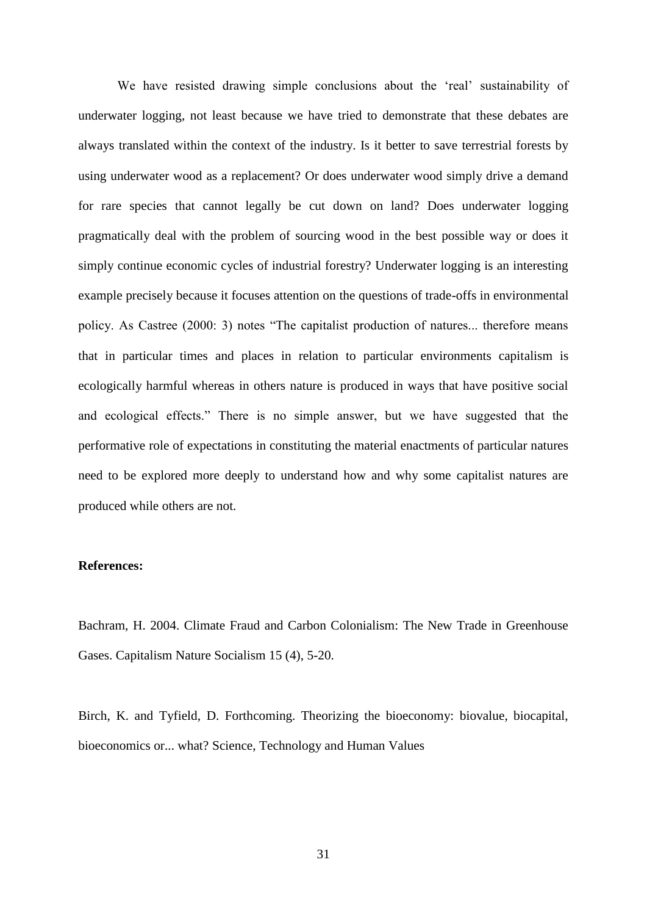We have resisted drawing simple conclusions about the 'real' sustainability of underwater logging, not least because we have tried to demonstrate that these debates are always translated within the context of the industry. Is it better to save terrestrial forests by using underwater wood as a replacement? Or does underwater wood simply drive a demand for rare species that cannot legally be cut down on land? Does underwater logging pragmatically deal with the problem of sourcing wood in the best possible way or does it simply continue economic cycles of industrial forestry? Underwater logging is an interesting example precisely because it focuses attention on the questions of trade-offs in environmental policy. As Castree (2000: 3) notes "The capitalist production of natures... therefore means that in particular times and places in relation to particular environments capitalism is ecologically harmful whereas in others nature is produced in ways that have positive social and ecological effects." There is no simple answer, but we have suggested that the performative role of expectations in constituting the material enactments of particular natures need to be explored more deeply to understand how and why some capitalist natures are produced while others are not.

**References:**

Bachram, H. 2004. Climate Fraud and Carbon Colonialism: The New Trade in Greenhouse Gases. Capitalism Nature Socialism 15 (4), 5-20.

Birch, K. and Tyfield, D. Forthcoming. Theorizing the bioeconomy: biovalue, biocapital, bioeconomics or... what? Science, Technology and Human Values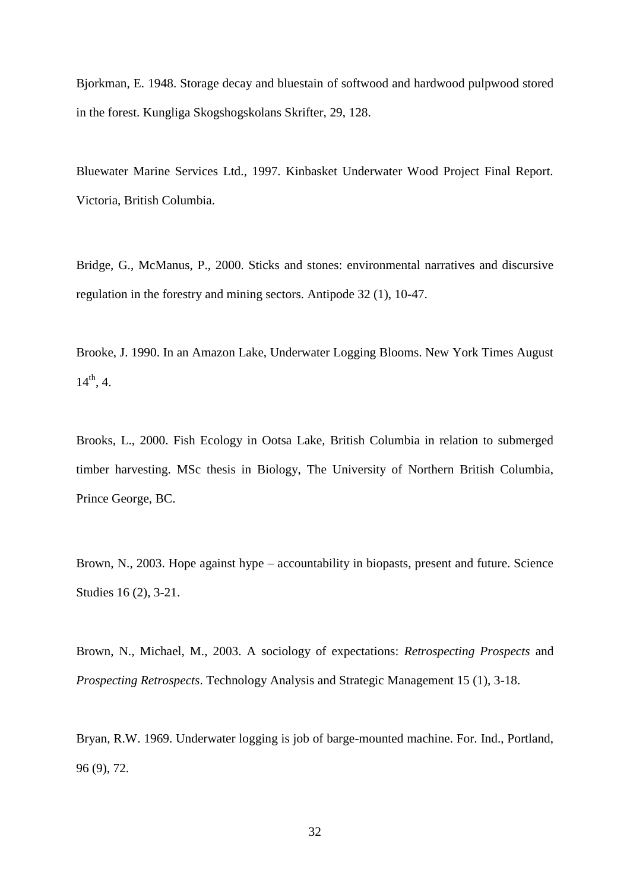Bjorkman, E. 1948. Storage decay and bluestain of softwood and hardwood pulpwood stored in the forest. Kungliga Skogshogskolans Skrifter, 29, 128.

Bluewater Marine Services Ltd., 1997. Kinbasket Underwater Wood Project Final Report. Victoria, British Columbia.

Bridge, G., McManus, P., 2000. Sticks and stones: environmental narratives and discursive regulation in the forestry and mining sectors. Antipode 32 (1), 10-47.

Brooke, J. 1990. In an Amazon Lake, Underwater Logging Blooms. New York Times August 14th, 4.

Brooks, L., 2000. Fish Ecology in Ootsa Lake, British Columbia in relation to submerged timber harvesting. MSc thesis in Biology, The University of Northern British Columbia, Prince George, BC.

Brown, N., 2003. Hope against hype – accountability in biopasts, present and future. Science Studies 16 (2), 3-21.

Brown, N., Michael, M., 2003. A sociology of expectations: *Retrospecting Prospects* and *Prospecting Retrospects*. Technology Analysis and Strategic Management 15 (1), 3-18.

Bryan, R.W. 1969. Underwater logging is job of barge-mounted machine. For. Ind., Portland, 96 (9), 72.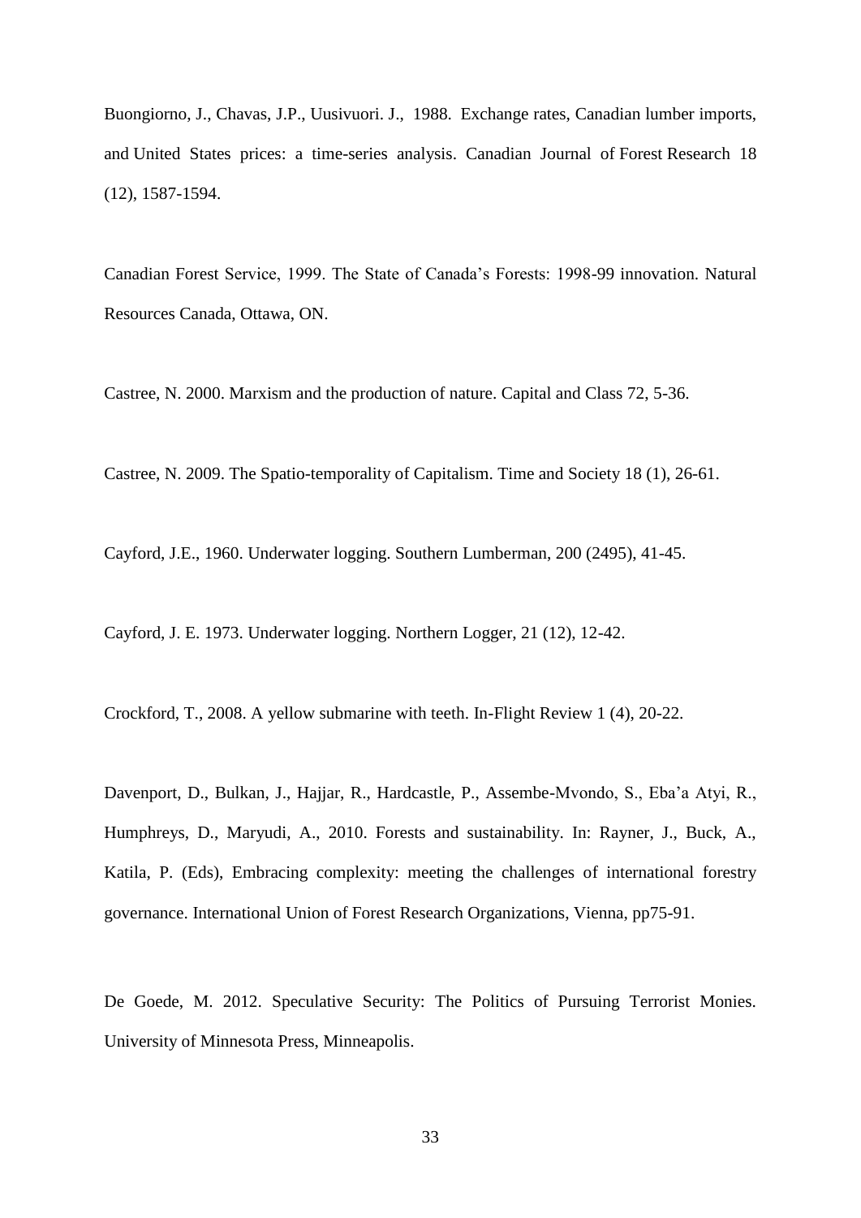Buongiorno, J., Chavas, J.P., Uusivuori. J., 1988. Exchange rates, Canadian lumber imports, and United States prices: a time-series analysis. Canadian Journal of Forest Research 18 (12), 1587-1594.

Canadian Forest Service, 1999. The State of Canada's Forests: 1998-99 innovation. Natural Resources Canada, Ottawa, ON.

Castree, N. 2000. Marxism and the production of nature. Capital and Class 72, 5-36.

Castree, N. 2009. The Spatio-temporality of Capitalism. Time and Society 18 (1), 26-61.

Cayford, J.E., 1960. Underwater logging. Southern Lumberman, 200 (2495), 41-45.

Cayford, J. E. 1973. Underwater logging. Northern Logger, 21 (12), 12-42.

Crockford, T., 2008. A yellow submarine with teeth. In-Flight Review 1 (4), 20-22.

Davenport, D., Bulkan, J., Hajjar, R., Hardcastle, P., Assembe-Mvondo, S., Eba'a Atyi, R., Humphreys, D., Maryudi, A., 2010. Forests and sustainability. In: Rayner, J., Buck, A., Katila, P. (Eds), Embracing complexity: meeting the challenges of international forestry governance. International Union of Forest Research Organizations, Vienna, pp75-91.

De Goede, M. 2012. Speculative Security: The Politics of Pursuing Terrorist Monies. University of Minnesota Press, Minneapolis.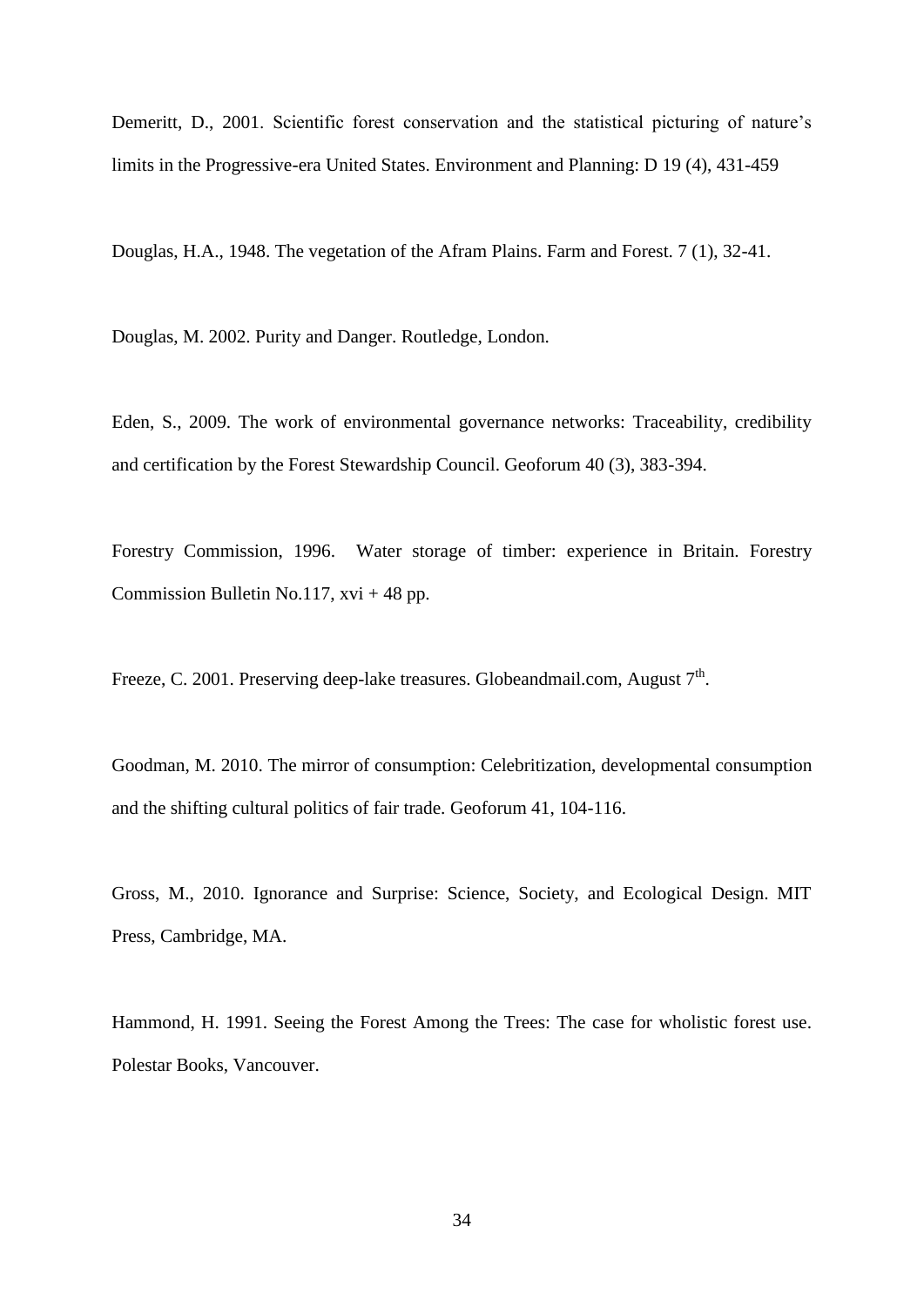Demeritt, D., 2001. Scientific forest conservation and the statistical picturing of nature's limits in the Progressive-era United States. Environment and Planning: D 19 (4), 431-459

Douglas, H.A., 1948. The vegetation of the Afram Plains. Farm and Forest. 7 (1), 32-41.

Douglas, M. 2002. Purity and Danger. Routledge, London.

Eden, S., 2009. The work of environmental governance networks: Traceability, credibility and certification by the Forest Stewardship Council. Geoforum 40 (3), 383-394.

Forestry Commission, 1996. Water storage of timber: experience in Britain. Forestry Commission Bulletin No.117, xvi + 48 pp.

Freeze, C. 2001. Preserving deep-lake treasures. Globeandmail.com, August 7th.

Goodman, M. 2010. The mirror of consumption: Celebritization, developmental consumption and the shifting cultural politics of fair trade. Geoforum 41, 104-116.

Gross, M., 2010. Ignorance and Surprise: Science, Society, and Ecological Design. MIT Press, Cambridge, MA.

Hammond, H. 1991. Seeing the Forest Among the Trees: The case for wholistic forest use. Polestar Books, Vancouver.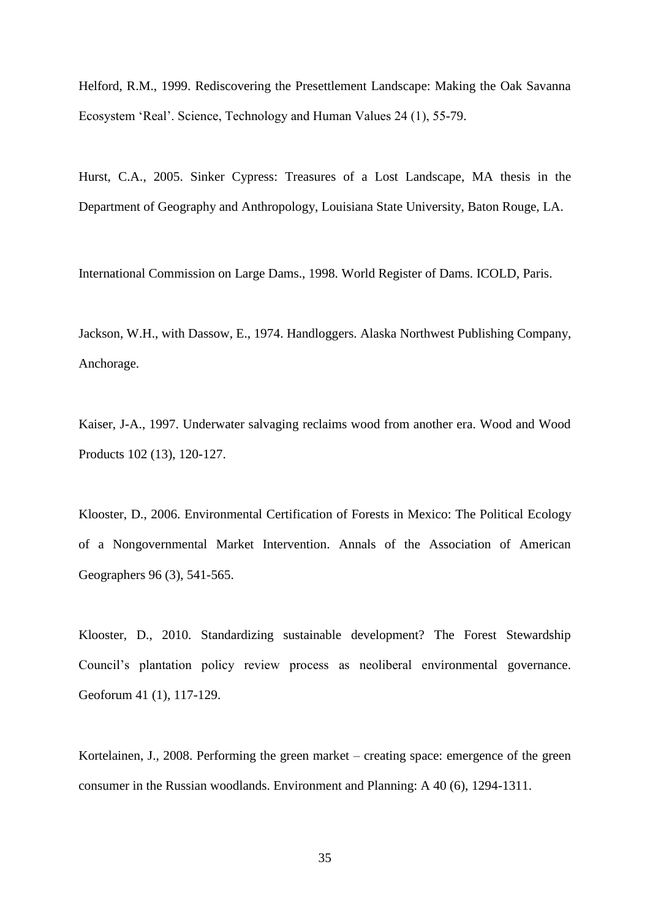Helford, R.M., 1999. Rediscovering the Presettlement Landscape: Making the Oak Savanna Ecosystem 'Real'. Science, Technology and Human Values 24 (1), 55-79.

Hurst, C.A., 2005. Sinker Cypress: Treasures of a Lost Landscape, MA thesis in the Department of Geography and Anthropology, Louisiana State University, Baton Rouge, LA.

International Commission on Large Dams., 1998. World Register of Dams. ICOLD, Paris.

Jackson, W.H., with Dassow, E., 1974. Handloggers. Alaska Northwest Publishing Company, Anchorage.

Kaiser, J-A., 1997. Underwater salvaging reclaims wood from another era. Wood and Wood Products 102 (13), 120-127.

Klooster, D., 2006. Environmental Certification of Forests in Mexico: The Political Ecology of a Nongovernmental Market Intervention. Annals of the Association of American Geographers 96 (3), 541-565.

Klooster, D., 2010. Standardizing sustainable development? The Forest Stewardship Council's plantation policy review process as neoliberal environmental governance. Geoforum 41 (1), 117-129.

Kortelainen, J., 2008. Performing the green market – creating space: emergence of the green consumer in the Russian woodlands. Environment and Planning: A 40 (6), 1294-1311.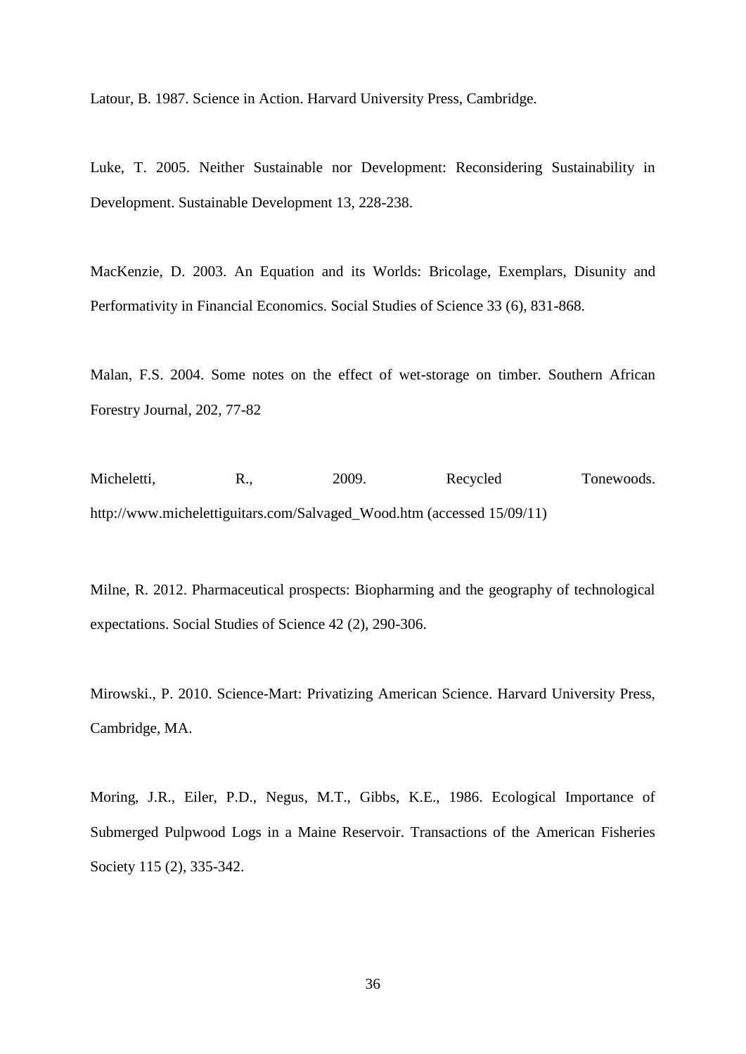Latour, B. 1987. Science in Action. Harvard University Press, Cambridge.

Luke, T. 2005. Neither Sustainable nor Development: Reconsidering Sustainability in Development. Sustainable Development 13, 228-238.

MacKenzie, D. 2003. An Equation and its Worlds: Bricolage, Exemplars, Disunity and Performativity in Financial Economics. Social Studies of Science 33 (6), 831-868.

Malan, F.S. 2004. Some notes on the effect of wet-storage on timber. Southern African Forestry Journal, 202, 77-82

Micheletti, R., 2009. Recycled Tonewoods. http://www.michelettiguitars.com/Salvaged_Wood.htm (accessed 15/09/11)

Milne, R. 2012. Pharmaceutical prospects: Biopharming and the geography of technological expectations. Social Studies of Science 42 (2), 290-306.

Mirowski., P. 2010. Science-Mart: Privatizing American Science. Harvard University Press, Cambridge, MA.

Moring, J.R., Eiler, P.D., Negus, M.T., Gibbs, K.E., 1986. Ecological Importance of Submerged Pulpwood Logs in a Maine Reservoir. Transactions of the American Fisheries Society 115 (2), 335-342.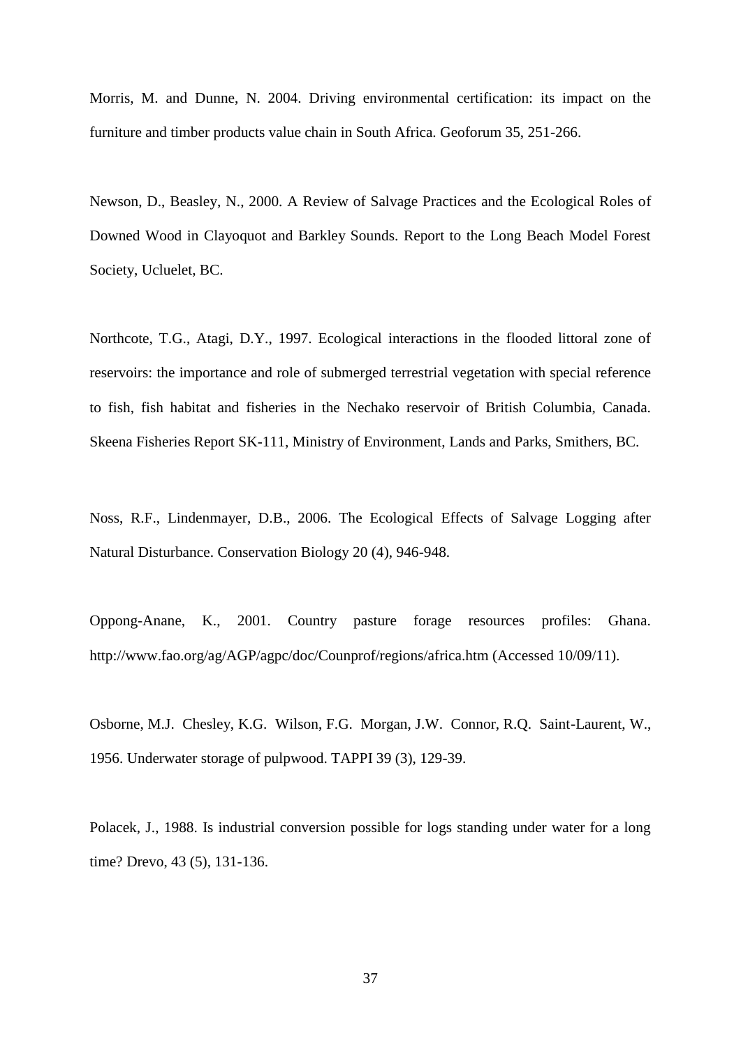Morris, M. and Dunne, N. 2004. Driving environmental certification: its impact on the furniture and timber products value chain in South Africa. Geoforum 35, 251-266.

Newson, D., Beasley, N., 2000. A Review of Salvage Practices and the Ecological Roles of Downed Wood in Clayoquot and Barkley Sounds. Report to the Long Beach Model Forest Society, Ucluelet, BC.

Northcote, T.G., Atagi, D.Y., 1997. Ecological interactions in the flooded littoral zone of reservoirs: the importance and role of submerged terrestrial vegetation with special reference to fish, fish habitat and fisheries in the Nechako reservoir of British Columbia, Canada. Skeena Fisheries Report SK-111, Ministry of Environment, Lands and Parks, Smithers, BC.

Noss, R.F., Lindenmayer, D.B., 2006. The Ecological Effects of Salvage Logging after Natural Disturbance. Conservation Biology 20 (4), 946-948.

Oppong-Anane, K., 2001. Country pasture forage resources profiles: Ghana. http://www.fao.org/ag/AGP/agpc/doc/Counprof/regions/africa.htm (Accessed 10/09/11).

Osborne, M.J. Chesley, K.G. Wilson, F.G. Morgan, J.W. Connor, R.Q. Saint-Laurent, W., 1956. Underwater storage of pulpwood. TAPPI 39 (3), 129-39.

Polacek, J., 1988. Is industrial conversion possible for logs standing under water for a long time? Drevo, 43 (5), 131-136.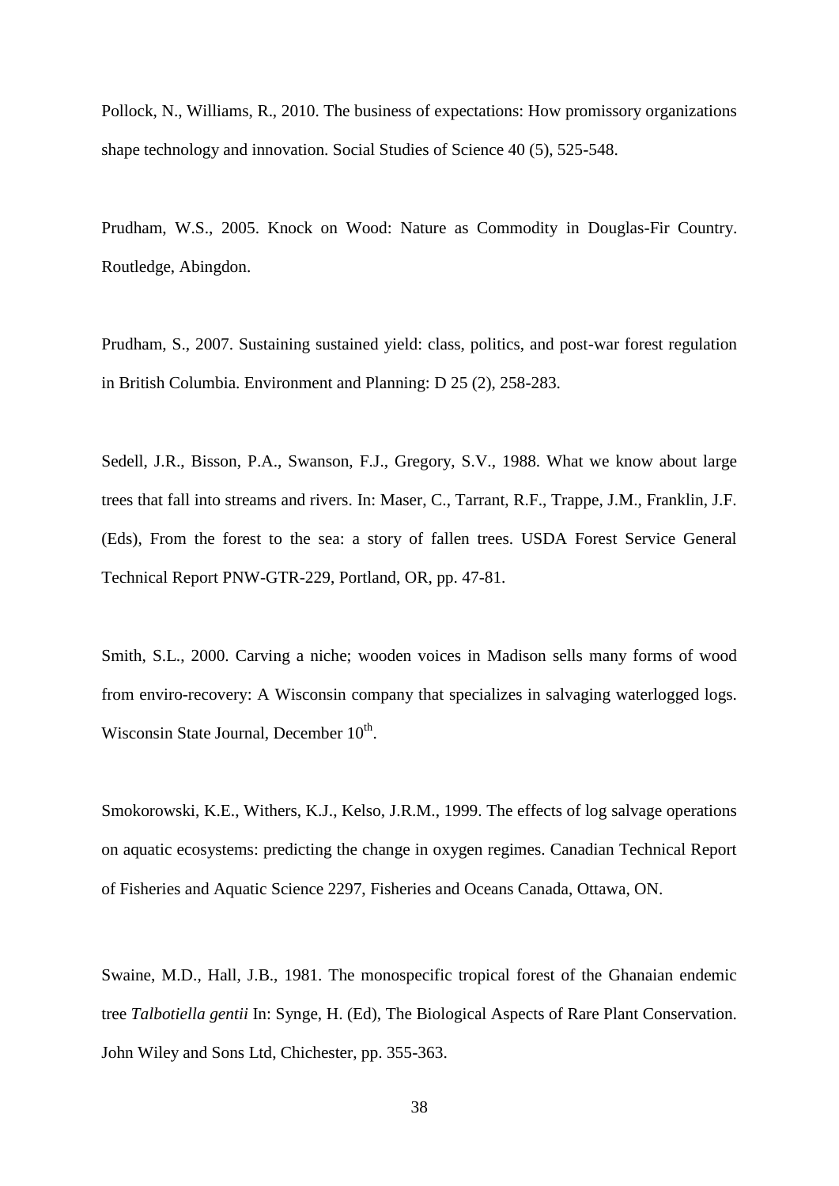Pollock, N., Williams, R., 2010. The business of expectations: How promissory organizations shape technology and innovation. Social Studies of Science 40 (5), 525-548.

Prudham, W.S., 2005. Knock on Wood: Nature as Commodity in Douglas-Fir Country. Routledge, Abingdon.

Prudham, S., 2007. Sustaining sustained yield: class, politics, and post-war forest regulation in British Columbia. Environment and Planning: D 25 (2), 258-283.

Sedell, J.R., Bisson, P.A., Swanson, F.J., Gregory, S.V., 1988. What we know about large trees that fall into streams and rivers. In: Maser, C., Tarrant, R.F., Trappe, J.M., Franklin, J.F. (Eds), From the forest to the sea: a story of fallen trees. USDA Forest Service General Technical Report PNW-GTR-229, Portland, OR, pp. 47-81.

Smith, S.L., 2000. Carving a niche; wooden voices in Madison sells many forms of wood from enviro-recovery: A Wisconsin company that specializes in salvaging waterlogged logs. Wisconsin State Journal, December 10th.

Smokorowski, K.E., Withers, K.J., Kelso, J.R.M., 1999. The effects of log salvage operations on aquatic ecosystems: predicting the change in oxygen regimes. Canadian Technical Report of Fisheries and Aquatic Science 2297, Fisheries and Oceans Canada, Ottawa, ON.

Swaine, M.D., Hall, J.B., 1981. The monospecific tropical forest of the Ghanaian endemic tree *Talbotiella gentii* In: Synge, H. (Ed), The Biological Aspects of Rare Plant Conservation. John Wiley and Sons Ltd, Chichester, pp. 355-363.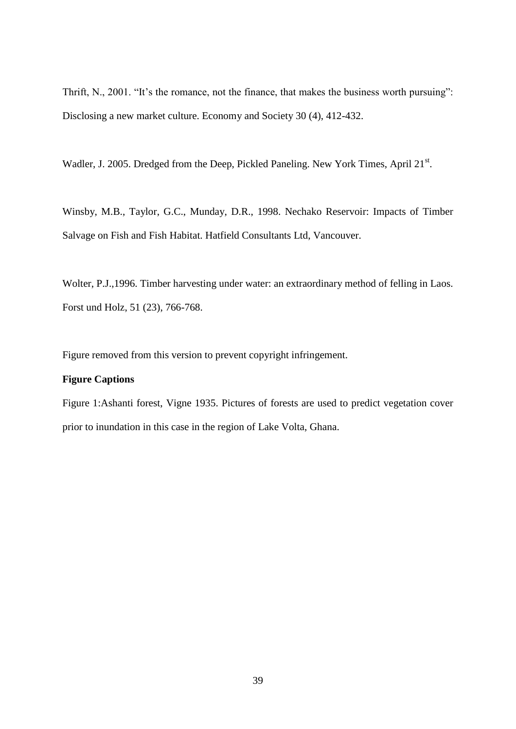Thrift, N., 2001. “It’s the romance, not the finance, that makes the business worth pursuing”: Disclosing a new market culture. Economy and Society 30 (4), 412-432.

Wadler, J. 2005. Dredged from the Deep, Pickled Paneling. New York Times, April 21st.

Winsby, M.B., Taylor, G.C., Munday, D.R., 1998. Nechako Reservoir: Impacts of Timber Salvage on Fish and Fish Habitat. Hatfield Consultants Ltd, Vancouver.

Wolter, P.J.,1996. Timber harvesting under water: an extraordinary method of felling in Laos. Forst und Holz, 51 (23), 766-768.

Figure removed from this version to prevent copyright infringement.

**Figure Captions**

Figure 1:Ashanti forest, Vigne 1935. Pictures of forests are used to predict vegetation cover prior to inundation in this case in the region of Lake Volta, Ghana.